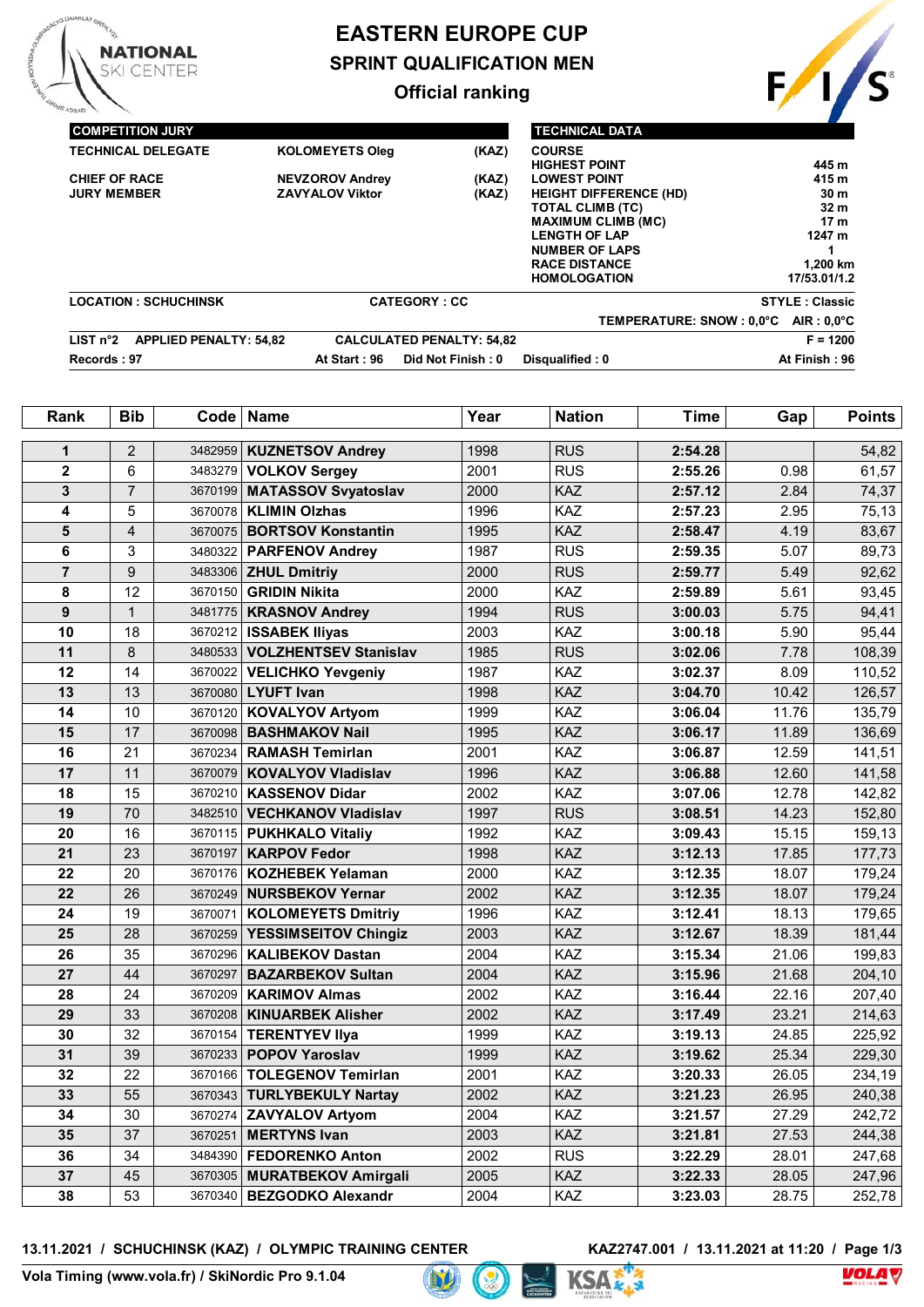# EASTERN EUROPE CUP

## SPRINT QUALIFICATION MEN

### Official ranking

| COMPETITION JURY | | |
|---|---|---|
| TECHNICAL DELEGATE | KOLOMEYETS Oleg | (KAZ) |
| CHIEF OF RACE | NEVZOROV Andrey | (KAZ) |
| JURY MEMBER | ZAVYALOV Viktor | (KAZ) |

| TECHNICAL DATA | |
|---|---|
| COURSE | |
| HIGHEST POINT | 445 m |
| LOWEST POINT | 415 m |
| HEIGHT DIFFERENCE (HD) | 30 m |
| TOTAL CLIMB (TC) | 32 m |
| MAXIMUM CLIMB (MC) | 17 m |
| LENGTH OF LAP | 1247 m |
| NUMBER OF LAPS | 1 |
| RACE DISTANCE | 1,200 km |
| HOMOLOGATION | 17/53.01/1.2 |

LOCATION : SCHUCHINSK    CATEGORY : CC    STYLE : Classic

TEMPERATURE: SNOW : 0,0°C    AIR : 0,0°C

LIST n°2    APPLIED PENALTY: 54,82    CALCULATED PENALTY: 54,82    F = 1200

Records : 97    At Start : 96    Did Not Finish : 0    Disqualified : 0    At Finish : 96

| Rank | Bib | Code | Name | Year | Nation | Time | Gap | Points |
|---|---|---|---|---|---|---|---|---|
| 1 | 2 | 3482959 | KUZNETSOV Andrey | 1998 | RUS | 2:54.28 | | 54,82 |
| 2 | 6 | 3483279 | VOLKOV Sergey | 2001 | RUS | 2:55.26 | 0.98 | 61,57 |
| 3 | 7 | 3670199 | MATASSOV Svyatoslav | 2000 | KAZ | 2:57.12 | 2.84 | 74,37 |
| 4 | 5 | 3670078 | KLIMIN Olzhas | 1996 | KAZ | 2:57.23 | 2.95 | 75,13 |
| 5 | 4 | 3670075 | BORTSOV Konstantin | 1995 | KAZ | 2:58.47 | 4.19 | 83,67 |
| 6 | 3 | 3480322 | PARFENOV Andrey | 1987 | RUS | 2:59.35 | 5.07 | 89,73 |
| 7 | 9 | 3483306 | ZHUL Dmitriy | 2000 | RUS | 2:59.77 | 5.49 | 92,62 |
| 8 | 12 | 3670150 | GRIDIN Nikita | 2000 | KAZ | 2:59.89 | 5.61 | 93,45 |
| 9 | 1 | 3481775 | KRASNOV Andrey | 1994 | RUS | 3:00.03 | 5.75 | 94,41 |
| 10 | 18 | 3670212 | ISSABEK Iliyas | 2003 | KAZ | 3:00.18 | 5.90 | 95,44 |
| 11 | 8 | 3480533 | VOLZHENTSEV Stanislav | 1985 | RUS | 3:02.06 | 7.78 | 108,39 |
| 12 | 14 | 3670022 | VELICHKO Yevgeniy | 1987 | KAZ | 3:02.37 | 8.09 | 110,52 |
| 13 | 13 | 3670080 | LYUFT Ivan | 1998 | KAZ | 3:04.70 | 10.42 | 126,57 |
| 14 | 10 | 3670120 | KOVALYOV Artyom | 1999 | KAZ | 3:06.04 | 11.76 | 135,79 |
| 15 | 17 | 3670098 | BASHMAKOV Nail | 1995 | KAZ | 3:06.17 | 11.89 | 136,69 |
| 16 | 21 | 3670234 | RAMASH Temirlan | 2001 | KAZ | 3:06.87 | 12.59 | 141,51 |
| 17 | 11 | 3670079 | KOVALYOV Vladislav | 1996 | KAZ | 3:06.88 | 12.60 | 141,58 |
| 18 | 15 | 3670210 | KASSENOV Didar | 2002 | KAZ | 3:07.06 | 12.78 | 142,82 |
| 19 | 70 | 3482510 | VECHKANOV Vladislav | 1997 | RUS | 3:08.51 | 14.23 | 152,80 |
| 20 | 16 | 3670115 | PUKHKALO Vitaliy | 1992 | KAZ | 3:09.43 | 15.15 | 159,13 |
| 21 | 23 | 3670197 | KARPOV Fedor | 1998 | KAZ | 3:12.13 | 17.85 | 177,73 |
| 22 | 20 | 3670176 | KOZHEBEK Yelaman | 2000 | KAZ | 3:12.35 | 18.07 | 179,24 |
| 22 | 26 | 3670249 | NURSBEKOV Yernar | 2002 | KAZ | 3:12.35 | 18.07 | 179,24 |
| 24 | 19 | 3670071 | KOLOMEYETS Dmitriy | 1996 | KAZ | 3:12.41 | 18.13 | 179,65 |
| 25 | 28 | 3670259 | YESSIMSEITOV Chingiz | 2003 | KAZ | 3:12.67 | 18.39 | 181,44 |
| 26 | 35 | 3670296 | KALIBEKOV Dastan | 2004 | KAZ | 3:15.34 | 21.06 | 199,83 |
| 27 | 44 | 3670297 | BAZARBEKOV Sultan | 2004 | KAZ | 3:15.96 | 21.68 | 204,10 |
| 28 | 24 | 3670209 | KARIMOV Almas | 2002 | KAZ | 3:16.44 | 22.16 | 207,40 |
| 29 | 33 | 3670208 | KINUARBEK Alisher | 2002 | KAZ | 3:17.49 | 23.21 | 214,63 |
| 30 | 32 | 3670154 | TERENTYEV Ilya | 1999 | KAZ | 3:19.13 | 24.85 | 225,92 |
| 31 | 39 | 3670233 | POPOV Yaroslav | 1999 | KAZ | 3:19.62 | 25.34 | 229,30 |
| 32 | 22 | 3670166 | TOLEGENOV Temirlan | 2001 | KAZ | 3:20.33 | 26.05 | 234,19 |
| 33 | 55 | 3670343 | TURLYBEKULY Nartay | 2002 | KAZ | 3:21.23 | 26.95 | 240,38 |
| 34 | 30 | 3670274 | ZAVYALOV Artyom | 2004 | KAZ | 3:21.57 | 27.29 | 242,72 |
| 35 | 37 | 3670251 | MERTYNS Ivan | 2003 | KAZ | 3:21.81 | 27.53 | 244,38 |
| 36 | 34 | 3484390 | FEDORENKO Anton | 2002 | RUS | 3:22.29 | 28.01 | 247,68 |
| 37 | 45 | 3670305 | MURATBEKOV Amirgali | 2005 | KAZ | 3:22.33 | 28.05 | 247,96 |
| 38 | 53 | 3670340 | BEZGODKO Alexandr | 2004 | KAZ | 3:23.03 | 28.75 | 252,78 |

13.11.2021 / SCHUCHINSK (KAZ) / OLYMPIC TRAINING CENTER    KAZ2747.001 / 13.11.2021 at 11:20

Vola Timing (www.vola.fr) / SkiNordic Pro 9.1.04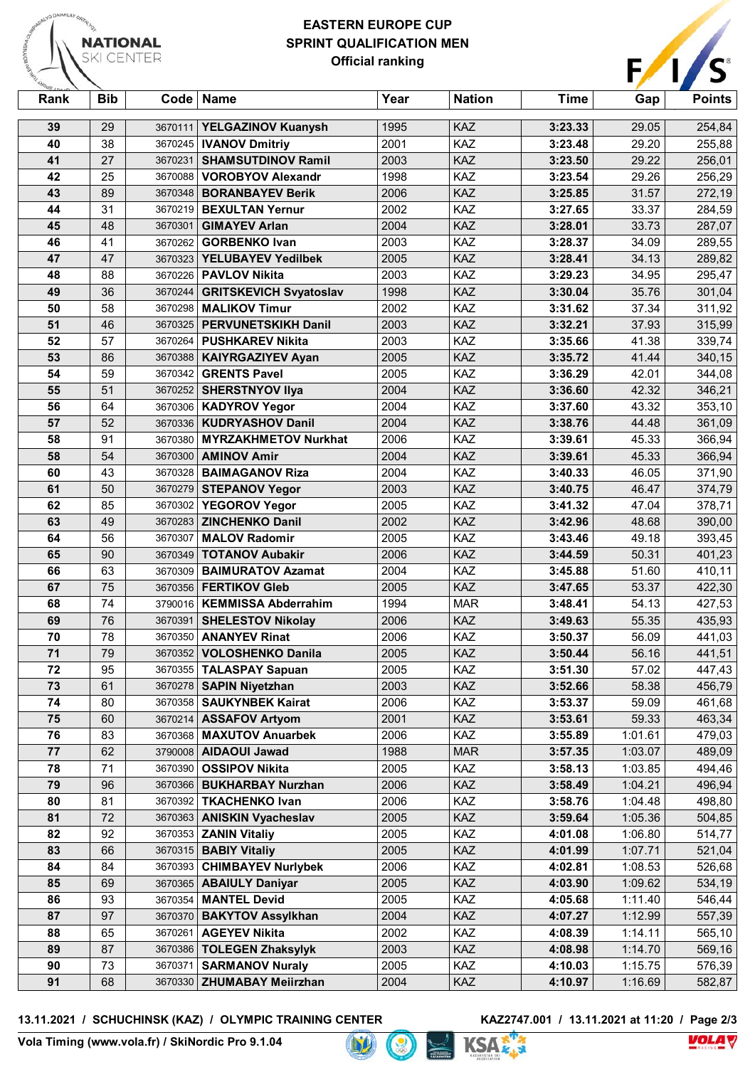# EASTERN EUROPE CUP

## SPRINT QUALIFICATION MEN

**Official ranking**

| Rank | Bib | Code | Name | Year | Nation | Time | Gap | Points |
|---|---|---|---|---|---|---|---|---|
| 39 | 29 | 3670111 | YELGAZINOV Kuanysh | 1995 | KAZ | 3:23.33 | 29.05 | 254,84 |
| 40 | 38 | 3670245 | IVANOV Dmitriy | 2001 | KAZ | 3:23.48 | 29.20 | 255,88 |
| 41 | 27 | 3670231 | SHAMSUTDINOV Ramil | 2003 | KAZ | 3:23.50 | 29.22 | 256,01 |
| 42 | 25 | 3670088 | VOROBYOV Alexandr | 1998 | KAZ | 3:23.54 | 29.26 | 256,29 |
| 43 | 89 | 3670348 | BORANBAYEV Berik | 2006 | KAZ | 3:25.85 | 31.57 | 272,19 |
| 44 | 31 | 3670219 | BEXULTAN Yernur | 2002 | KAZ | 3:27.65 | 33.37 | 284,59 |
| 45 | 48 | 3670301 | GIMAYEV Arlan | 2004 | KAZ | 3:28.01 | 33.73 | 287,07 |
| 46 | 41 | 3670262 | GORBENKO Ivan | 2003 | KAZ | 3:28.37 | 34.09 | 289,55 |
| 47 | 47 | 3670323 | YELUBAYEV Yedilbek | 2005 | KAZ | 3:28.41 | 34.13 | 289,82 |
| 48 | 88 | 3670226 | PAVLOV Nikita | 2003 | KAZ | 3:29.23 | 34.95 | 295,47 |
| 49 | 36 | 3670244 | GRITSKEVICH Svyatoslav | 1998 | KAZ | 3:30.04 | 35.76 | 301,04 |
| 50 | 58 | 3670298 | MALIKOV Timur | 2002 | KAZ | 3:31.62 | 37.34 | 311,92 |
| 51 | 46 | 3670325 | PERVUNETSKIKH Danil | 2003 | KAZ | 3:32.21 | 37.93 | 315,99 |
| 52 | 57 | 3670264 | PUSHKAREV Nikita | 2003 | KAZ | 3:35.66 | 41.38 | 339,74 |
| 53 | 86 | 3670388 | KAIYRGAZIYEV Ayan | 2005 | KAZ | 3:35.72 | 41.44 | 340,15 |
| 54 | 59 | 3670342 | GRENTS Pavel | 2005 | KAZ | 3:36.29 | 42.01 | 344,08 |
| 55 | 51 | 3670252 | SHERSTNYOV Ilya | 2004 | KAZ | 3:36.60 | 42.32 | 346,21 |
| 56 | 64 | 3670306 | KADYROV Yegor | 2004 | KAZ | 3:37.60 | 43.32 | 353,10 |
| 57 | 52 | 3670336 | KUDRYASHOV Danil | 2004 | KAZ | 3:38.76 | 44.48 | 361,09 |
| 58 | 91 | 3670380 | MYRZAKHMETOV Nurkhat | 2006 | KAZ | 3:39.61 | 45.33 | 366,94 |
| 58 | 54 | 3670300 | AMINOV Amir | 2004 | KAZ | 3:39.61 | 45.33 | 366,94 |
| 60 | 43 | 3670328 | BAIMAGANOV Riza | 2004 | KAZ | 3:40.33 | 46.05 | 371,90 |
| 61 | 50 | 3670279 | STEPANOV Yegor | 2003 | KAZ | 3:40.75 | 46.47 | 374,79 |
| 62 | 85 | 3670302 | YEGOROV Yegor | 2005 | KAZ | 3:41.32 | 47.04 | 378,71 |
| 63 | 49 | 3670283 | ZINCHENKO Danil | 2002 | KAZ | 3:42.96 | 48.68 | 390,00 |
| 64 | 56 | 3670307 | MALOV Radomir | 2005 | KAZ | 3:43.46 | 49.18 | 393,45 |
| 65 | 90 | 3670349 | TOTANOV Aubakir | 2006 | KAZ | 3:44.59 | 50.31 | 401,23 |
| 66 | 63 | 3670309 | BAIMURATOV Azamat | 2004 | KAZ | 3:45.88 | 51.60 | 410,11 |
| 67 | 75 | 3670356 | FERTIKOV Gleb | 2005 | KAZ | 3:47.65 | 53.37 | 422,30 |
| 68 | 74 | 3790016 | KEMMISSA Abderrahim | 1994 | MAR | 3:48.41 | 54.13 | 427,53 |
| 69 | 76 | 3670391 | SHELESTOV Nikolay | 2006 | KAZ | 3:49.63 | 55.35 | 435,93 |
| 70 | 78 | 3670350 | ANANYEV Rinat | 2006 | KAZ | 3:50.37 | 56.09 | 441,03 |
| 71 | 79 | 3670352 | VOLOSHENKO Danila | 2005 | KAZ | 3:50.44 | 56.16 | 441,51 |
| 72 | 95 | 3670355 | TALASPAY Sapuan | 2005 | KAZ | 3:51.30 | 57.02 | 447,43 |
| 73 | 61 | 3670278 | SAPIN Niyetzhan | 2003 | KAZ | 3:52.66 | 58.38 | 456,79 |
| 74 | 80 | 3670358 | SAUKYNBEK Kairat | 2006 | KAZ | 3:53.37 | 59.09 | 461,68 |
| 75 | 60 | 3670214 | ASSAFOV Artyom | 2001 | KAZ | 3:53.61 | 59.33 | 463,34 |
| 76 | 83 | 3670368 | MAXUTOV Anuarbek | 2006 | KAZ | 3:55.89 | 1:01.61 | 479,03 |
| 77 | 62 | 3790008 | AIDAOUI Jawad | 1988 | MAR | 3:57.35 | 1:03.07 | 489,09 |
| 78 | 71 | 3670390 | OSSIPOV Nikita | 2005 | KAZ | 3:58.13 | 1:03.85 | 494,46 |
| 79 | 96 | 3670366 | BUKHARBAY Nurzhan | 2006 | KAZ | 3:58.49 | 1:04.21 | 496,94 |
| 80 | 81 | 3670392 | TKACHENKO Ivan | 2006 | KAZ | 3:58.76 | 1:04.48 | 498,80 |
| 81 | 72 | 3670363 | ANISKIN Vyacheslav | 2005 | KAZ | 3:59.64 | 1:05.36 | 504,85 |
| 82 | 92 | 3670353 | ZANIN Vitaliy | 2005 | KAZ | 4:01.08 | 1:06.80 | 514,77 |
| 83 | 66 | 3670315 | BABIY Vitaliy | 2005 | KAZ | 4:01.99 | 1:07.71 | 521,04 |
| 84 | 84 | 3670393 | CHIMBAYEV Nurlybek | 2006 | KAZ | 4:02.81 | 1:08.53 | 526,68 |
| 85 | 69 | 3670365 | ABAIULY Daniyar | 2005 | KAZ | 4:03.90 | 1:09.62 | 534,19 |
| 86 | 93 | 3670354 | MANTEL Devid | 2005 | KAZ | 4:05.68 | 1:11.40 | 546,44 |
| 87 | 97 | 3670370 | BAKYTOV Assylkhan | 2004 | KAZ | 4:07.27 | 1:12.99 | 557,39 |
| 88 | 65 | 3670261 | AGEYEV Nikita | 2002 | KAZ | 4:08.39 | 1:14.11 | 565,10 |
| 89 | 87 | 3670386 | TOLEGEN Zhaksylyk | 2003 | KAZ | 4:08.98 | 1:14.70 | 569,16 |
| 90 | 73 | 3670371 | SARMANOV Nuraly | 2005 | KAZ | 4:10.03 | 1:15.75 | 576,39 |
| 91 | 68 | 3670330 | ZHUMABAY Meiirzhan | 2004 | KAZ | 4:10.97 | 1:16.69 | 582,87 |

**13.11.2021 / SCHUCHINSK (KAZ) / OLYMPIC TRAINING CENTER** — **KAZ2747.001 / 13.11.2021 at 11:20**

**Vola Timing (www.vola.fr) / SkiNordic Pro 9.1.04**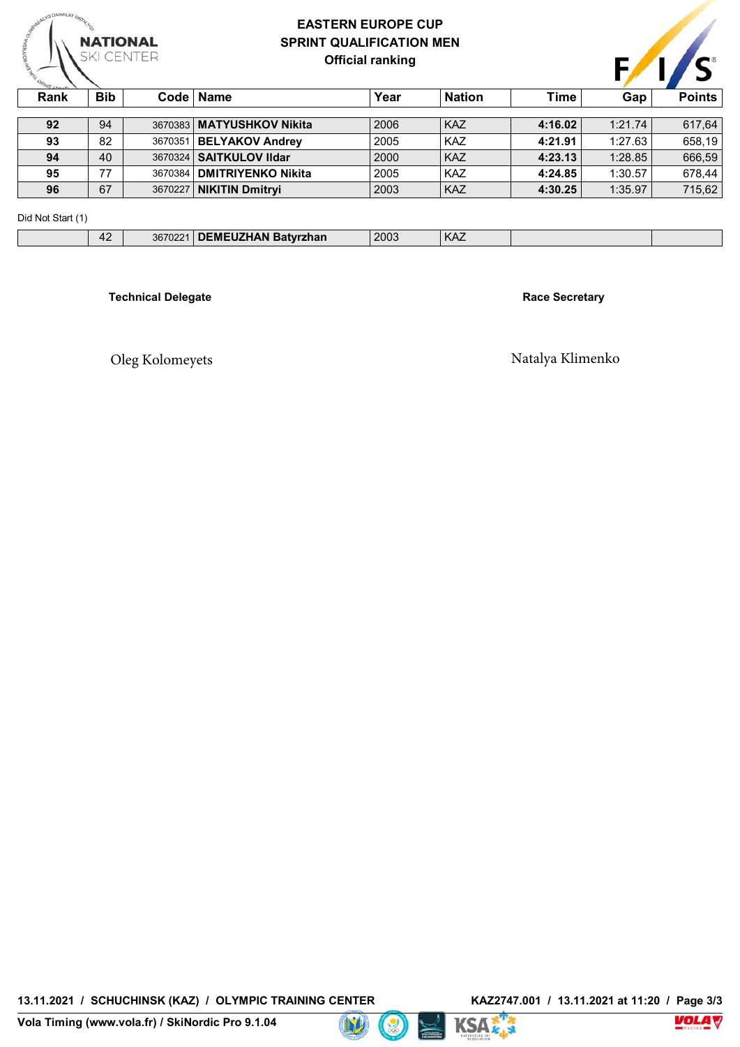# EASTERN EUROPE CUP
## SPRINT QUALIFICATION MEN
### Official ranking

| Rank | Bib | Code | Name | Year | Nation | Time | Gap | Points |
|---|---|---|---|---|---|---|---|---|
| **92** | 94 | 3670383 | **MATYUSHKOV Nikita** | 2006 | KAZ | **4:16.02** | 1:21.74 | 617,64 |
| **93** | 82 | 3670351 | **BELYAKOV Andrey** | 2005 | KAZ | **4:21.91** | 1:27.63 | 658,19 |
| **94** | 40 | 3670324 | **SAITKULOV Ildar** | 2000 | KAZ | **4:23.13** | 1:28.85 | 666,59 |
| **95** | 77 | 3670384 | **DMITRIYENKO Nikita** | 2005 | KAZ | **4:24.85** | 1:30.57 | 678,44 |
| **96** | 67 | 3670227 | **NIKITIN Dmitryi** | 2003 | KAZ | **4:30.25** | 1:35.97 | 715,62 |

Did Not Start (1)

| Rank | Bib | Code | Name | Year | Nation | Time | Gap | Points |
|---|---|---|---|---|---|---|---|---|
| | 42 | 3670221 | **DEMEUZHAN Batyrzhan** | 2003 | KAZ | | | |

**Technical Delegate**

Oleg Kolomeyets

**Race Secretary**

Natalya Klimenko

**13.11.2021 / SCHUCHINSK (KAZ) / OLYMPIC TRAINING CENTER** — **KAZ2747.001 / 13.11.2021 at 11:20**

**Vola Timing (www.vola.fr) / SkiNordic Pro 9.1.04**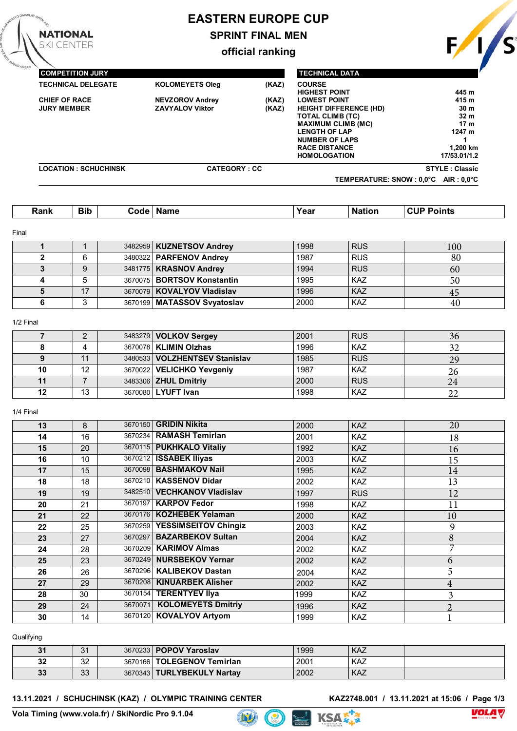# EASTERN EUROPE CUP

## SPRINT FINAL MEN

### official ranking

| COMPETITION JURY | | |
|---|---|---|
| TECHNICAL DELEGATE | KOLOMEYETS Oleg | (KAZ) |
| CHIEF OF RACE | NEVZOROV Andrey | (KAZ) |
| JURY MEMBER | ZAVYALOV Viktor | (KAZ) |

| TECHNICAL DATA | |
|---|---|
| COURSE | |
| HIGHEST POINT | 445 m |
| LOWEST POINT | 415 m |
| HEIGHT DIFFERENCE (HD) | 30 m |
| TOTAL CLIMB (TC) | 32 m |
| MAXIMUM CLIMB (MC) | 17 m |
| LENGTH OF LAP | 1247 m |
| NUMBER OF LAPS | 1 |
| RACE DISTANCE | 1,200 km |
| HOMOLOGATION | 17/53.01/1.2 |

LOCATION : SCHUCHINSK    CATEGORY : CC    STYLE : Classic

TEMPERATURE: SNOW : 0,0°C AIR : 0,0°C

| Rank | Bib | Code | Name | Year | Nation | CUP Points |
|---|---|---|---|---|---|---|
| **Final** | | | | | | |
| 1 | 1 | 3482959 | KUZNETSOV Andrey | 1998 | RUS | 100 |
| 2 | 6 | 3480322 | PARFENOV Andrey | 1987 | RUS | 80 |
| 3 | 9 | 3481775 | KRASNOV Andrey | 1994 | RUS | 60 |
| 4 | 5 | 3670075 | BORTSOV Konstantin | 1995 | KAZ | 50 |
| 5 | 17 | 3670079 | KOVALYOV Vladislav | 1996 | KAZ | 45 |
| 6 | 3 | 3670199 | MATASSOV Svyatoslav | 2000 | KAZ | 40 |
| **1/2 Final** | | | | | | |
| 7 | 2 | 3483279 | VOLKOV Sergey | 2001 | RUS | 36 |
| 8 | 4 | 3670078 | KLIMIN Olzhas | 1996 | KAZ | 32 |
| 9 | 11 | 3480533 | VOLZHENTSEV Stanislav | 1985 | RUS | 29 |
| 10 | 12 | 3670022 | VELICHKO Yevgeniy | 1987 | KAZ | 26 |
| 11 | 7 | 3483306 | ZHUL Dmitriy | 2000 | RUS | 24 |
| 12 | 13 | 3670080 | LYUFT Ivan | 1998 | KAZ | 22 |
| **1/4 Final** | | | | | | |
| 13 | 8 | 3670150 | GRIDIN Nikita | 2000 | KAZ | 20 |
| 14 | 16 | 3670234 | RAMASH Temirlan | 2001 | KAZ | 18 |
| 15 | 20 | 3670115 | PUKHKALO Vitaliy | 1992 | KAZ | 16 |
| 16 | 10 | 3670212 | ISSABEK Iliyas | 2003 | KAZ | 15 |
| 17 | 15 | 3670098 | BASHMAKOV Nail | 1995 | KAZ | 14 |
| 18 | 18 | 3670210 | KASSENOV Didar | 2002 | KAZ | 13 |
| 19 | 19 | 3482510 | VECHKANOV Vladislav | 1997 | RUS | 12 |
| 20 | 21 | 3670197 | KARPOV Fedor | 1998 | KAZ | 11 |
| 21 | 22 | 3670176 | KOZHEBEK Yelaman | 2000 | KAZ | 10 |
| 22 | 25 | 3670259 | YESSIMSEITOV Chingiz | 2003 | KAZ | 9 |
| 23 | 27 | 3670297 | BAZARBEKOV Sultan | 2004 | KAZ | 8 |
| 24 | 28 | 3670209 | KARIMOV Almas | 2002 | KAZ | 7 |
| 25 | 23 | 3670249 | NURSBEKOV Yernar | 2002 | KAZ | 6 |
| 26 | 26 | 3670296 | KALIBEKOV Dastan | 2004 | KAZ | 5 |
| 27 | 29 | 3670208 | KINUARBEK Alisher | 2002 | KAZ | 4 |
| 28 | 30 | 3670154 | TERENTYEV Ilya | 1999 | KAZ | 3 |
| 29 | 24 | 3670071 | KOLOMEYETS Dmitriy | 1996 | KAZ | 2 |
| 30 | 14 | 3670120 | KOVALYOV Artyom | 1999 | KAZ | 1 |
| **Qualifying** | | | | | | |
| 31 | 31 | 3670233 | POPOV Yaroslav | 1999 | KAZ | |
| 32 | 32 | 3670166 | TOLEGENOV Temirlan | 2001 | KAZ | |
| 33 | 33 | 3670343 | TURLYBEKULY Nartay | 2002 | KAZ | |

13.11.2021 / SCHUCHINSK (KAZ) / OLYMPIC TRAINING CENTER    KAZ2748.001 / 13.11.2021 at 15:06

Vola Timing (www.vola.fr) / SkiNordic Pro 9.1.04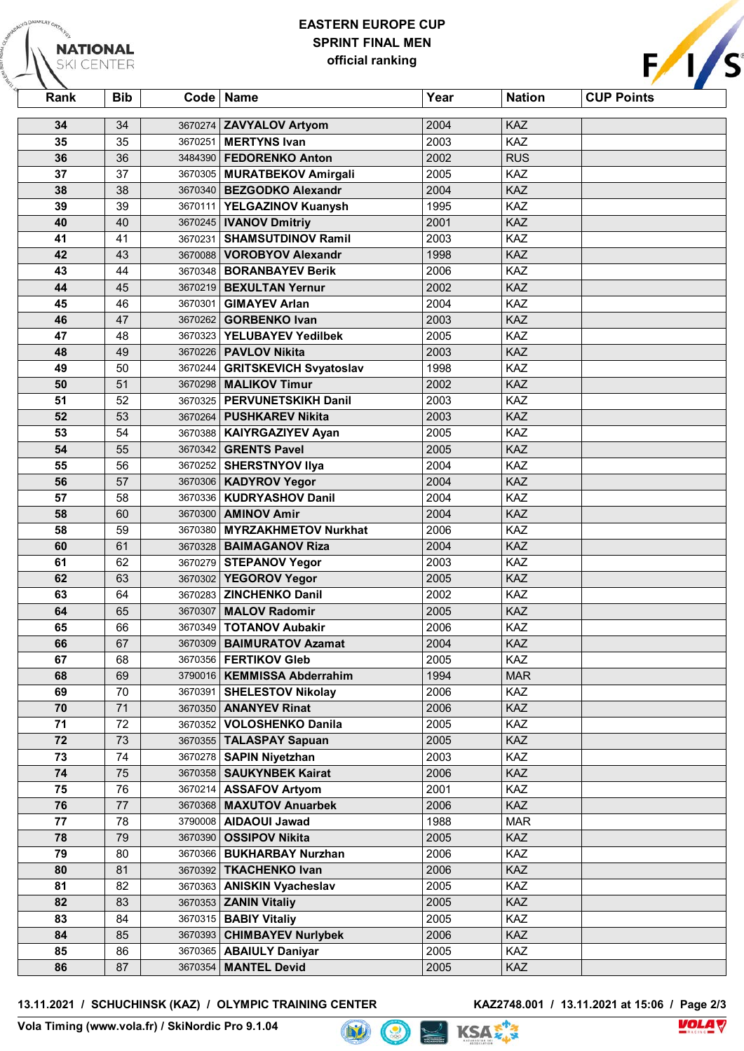# EASTERN EUROPE CUP
## SPRINT FINAL MEN
official ranking

| Rank | Bib | Code | Name | Year | Nation | CUP Points |
|---|---|---|---|---|---|---|
| 34 | 34 | 3670274 | **ZAVYALOV Artyom** | 2004 | KAZ | |
| 35 | 35 | 3670251 | **MERTYNS Ivan** | 2003 | KAZ | |
| 36 | 36 | 3484390 | **FEDORENKO Anton** | 2002 | RUS | |
| 37 | 37 | 3670305 | **MURATBEKOV Amirgali** | 2005 | KAZ | |
| 38 | 38 | 3670340 | **BEZGODKO Alexandr** | 2004 | KAZ | |
| 39 | 39 | 3670111 | **YELGAZINOV Kuanysh** | 1995 | KAZ | |
| 40 | 40 | 3670245 | **IVANOV Dmitriy** | 2001 | KAZ | |
| 41 | 41 | 3670231 | **SHAMSUTDINOV Ramil** | 2003 | KAZ | |
| 42 | 43 | 3670088 | **VOROBYOV Alexandr** | 1998 | KAZ | |
| 43 | 44 | 3670348 | **BORANBAYEV Berik** | 2006 | KAZ | |
| 44 | 45 | 3670219 | **BEXULTAN Yernur** | 2002 | KAZ | |
| 45 | 46 | 3670301 | **GIMAYEV Arlan** | 2004 | KAZ | |
| 46 | 47 | 3670262 | **GORBENKO Ivan** | 2003 | KAZ | |
| 47 | 48 | 3670323 | **YELUBAYEV Yedilbek** | 2005 | KAZ | |
| 48 | 49 | 3670226 | **PAVLOV Nikita** | 2003 | KAZ | |
| 49 | 50 | 3670244 | **GRITSKEVICH Svyatoslav** | 1998 | KAZ | |
| 50 | 51 | 3670298 | **MALIKOV Timur** | 2002 | KAZ | |
| 51 | 52 | 3670325 | **PERVUNETSKIKH Danil** | 2003 | KAZ | |
| 52 | 53 | 3670264 | **PUSHKAREV Nikita** | 2003 | KAZ | |
| 53 | 54 | 3670388 | **KAIYRGAZIYEV Ayan** | 2005 | KAZ | |
| 54 | 55 | 3670342 | **GRENTS Pavel** | 2005 | KAZ | |
| 55 | 56 | 3670252 | **SHERSTNYOV Ilya** | 2004 | KAZ | |
| 56 | 57 | 3670306 | **KADYROV Yegor** | 2004 | KAZ | |
| 57 | 58 | 3670336 | **KUDRYASHOV Danil** | 2004 | KAZ | |
| 58 | 60 | 3670300 | **AMINOV Amir** | 2004 | KAZ | |
| 58 | 59 | 3670380 | **MYRZAKHMETOV Nurkhat** | 2006 | KAZ | |
| 60 | 61 | 3670328 | **BAIMAGANOV Riza** | 2004 | KAZ | |
| 61 | 62 | 3670279 | **STEPANOV Yegor** | 2003 | KAZ | |
| 62 | 63 | 3670302 | **YEGOROV Yegor** | 2005 | KAZ | |
| 63 | 64 | 3670283 | **ZINCHENKO Danil** | 2002 | KAZ | |
| 64 | 65 | 3670307 | **MALOV Radomir** | 2005 | KAZ | |
| 65 | 66 | 3670349 | **TOTANOV Aubakir** | 2006 | KAZ | |
| 66 | 67 | 3670309 | **BAIMURATOV Azamat** | 2004 | KAZ | |
| 67 | 68 | 3670356 | **FERTIKOV Gleb** | 2005 | KAZ | |
| 68 | 69 | 3790016 | **KEMMISSA Abderrahim** | 1994 | MAR | |
| 69 | 70 | 3670391 | **SHELESTOV Nikolay** | 2006 | KAZ | |
| 70 | 71 | 3670350 | **ANANYEV Rinat** | 2006 | KAZ | |
| 71 | 72 | 3670352 | **VOLOSHENKO Danila** | 2005 | KAZ | |
| 72 | 73 | 3670355 | **TALASPAY Sapuan** | 2005 | KAZ | |
| 73 | 74 | 3670278 | **SAPIN Niyetzhan** | 2003 | KAZ | |
| 74 | 75 | 3670358 | **SAUKYNBEK Kairat** | 2006 | KAZ | |
| 75 | 76 | 3670214 | **ASSAFOV Artyom** | 2001 | KAZ | |
| 76 | 77 | 3670368 | **MAXUTOV Anuarbek** | 2006 | KAZ | |
| 77 | 78 | 3790008 | **AIDAOUI Jawad** | 1988 | MAR | |
| 78 | 79 | 3670390 | **OSSIPOV Nikita** | 2005 | KAZ | |
| 79 | 80 | 3670366 | **BUKHARBAY Nurzhan** | 2006 | KAZ | |
| 80 | 81 | 3670392 | **TKACHENKO Ivan** | 2006 | KAZ | |
| 81 | 82 | 3670363 | **ANISKIN Vyacheslav** | 2005 | KAZ | |
| 82 | 83 | 3670353 | **ZANIN Vitaliy** | 2005 | KAZ | |
| 83 | 84 | 3670315 | **BABIY Vitaliy** | 2005 | KAZ | |
| 84 | 85 | 3670393 | **CHIMBAYEV Nurlybek** | 2006 | KAZ | |
| 85 | 86 | 3670365 | **ABAIULY Daniyar** | 2005 | KAZ | |
| 86 | 87 | 3670354 | **MANTEL Devid** | 2005 | KAZ | |

**13.11.2021 / SCHUCHINSK (KAZ) / OLYMPIC TRAINING CENTER** **KAZ2748.001 / 13.11.2021 at 15:06**

**Vola Timing (www.vola.fr) / SkiNordic Pro 9.1.04**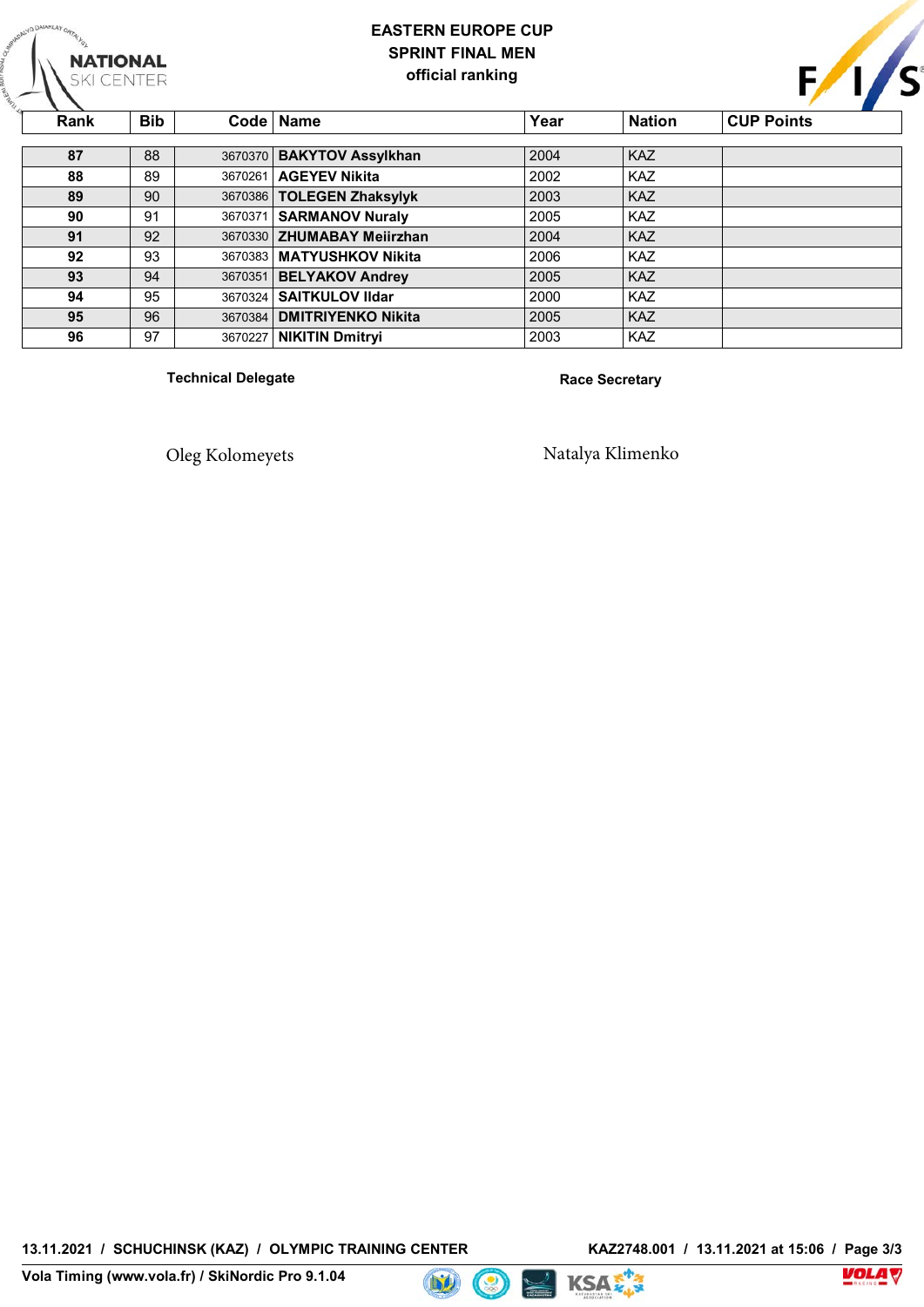# EASTERN EUROPE CUP

## SPRINT FINAL MEN

official ranking

| Rank | Bib | Code | Name | Year | Nation | CUP Points |
|---|---|---|---|---|---|---|
| 87 | 88 | 3670370 | **BAKYTOV Assylkhan** | 2004 | KAZ | |
| 88 | 89 | 3670261 | **AGEYEV Nikita** | 2002 | KAZ | |
| 89 | 90 | 3670386 | **TOLEGEN Zhaksylyk** | 2003 | KAZ | |
| 90 | 91 | 3670371 | **SARMANOV Nuraly** | 2005 | KAZ | |
| 91 | 92 | 3670330 | **ZHUMABAY Meiirzhan** | 2004 | KAZ | |
| 92 | 93 | 3670383 | **MATYUSHKOV Nikita** | 2006 | KAZ | |
| 93 | 94 | 3670351 | **BELYAKOV Andrey** | 2005 | KAZ | |
| 94 | 95 | 3670324 | **SAITKULOV Ildar** | 2000 | KAZ | |
| 95 | 96 | 3670384 | **DMITRIYENKO Nikita** | 2005 | KAZ | |
| 96 | 97 | 3670227 | **NIKITIN Dmitryi** | 2003 | KAZ | |

**Technical Delegate**

Oleg Kolomeyets

**Race Secretary**

Natalya Klimenko

13.11.2021 / SCHUCHINSK (KAZ) / OLYMPIC TRAINING CENTER

KAZ2748.001 / 13.11.2021 at 15:06

Vola Timing (www.vola.fr) / SkiNordic Pro 9.1.04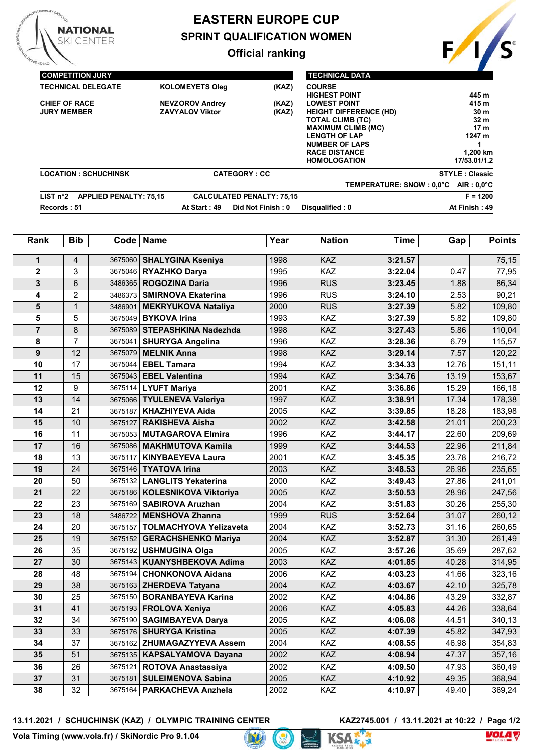# EASTERN EUROPE CUP

## SPRINT QUALIFICATION WOMEN

### Official ranking

NATIONAL SKI CENTER

| COMPETITION JURY | | |
|---|---|---|
| TECHNICAL DELEGATE | KOLOMEYETS Oleg | (KAZ) |
| CHIEF OF RACE | NEVZOROV Andrey | (KAZ) |
| JURY MEMBER | ZAVYALOV Viktor | (KAZ) |

| TECHNICAL DATA | |
|---|---|
| COURSE | |
| HIGHEST POINT | 445 m |
| LOWEST POINT | 415 m |
| HEIGHT DIFFERENCE (HD) | 30 m |
| TOTAL CLIMB (TC) | 32 m |
| MAXIMUM CLIMB (MC) | 17 m |
| LENGTH OF LAP | 1247 m |
| NUMBER OF LAPS | 1 |
| RACE DISTANCE | 1,200 km |
| HOMOLOGATION | 17/53.01/1.2 |

LOCATION : SCHUCHINSK    CATEGORY : CC    STYLE : Classic

TEMPERATURE: SNOW : 0,0°C    AIR : 0,0°C

LIST n°2    APPLIED PENALTY: 75,15    CALCULATED PENALTY: 75,15    F = 1200

Records : 51    At Start : 49    Did Not Finish : 0    Disqualified : 0    At Finish : 49

| Rank | Bib | Code | Name | Year | Nation | Time | Gap | Points |
|---|---|---|---|---|---|---|---|---|
| 1 | 4 | 3675060 | SHALYGINA Kseniya | 1998 | KAZ | 3:21.57 | | 75,15 |
| 2 | 3 | 3675046 | RYAZHKO Darya | 1995 | KAZ | 3:22.04 | 0.47 | 77,95 |
| 3 | 6 | 3486365 | ROGOZINA Daria | 1996 | RUS | 3:23.45 | 1.88 | 86,34 |
| 4 | 2 | 3486373 | SMIRNOVA Ekaterina | 1996 | RUS | 3:24.10 | 2.53 | 90,21 |
| 5 | 1 | 3486901 | MEKRYUKOVA Nataliya | 2000 | RUS | 3:27.39 | 5.82 | 109,80 |
| 5 | 5 | 3675049 | BYKOVA Irina | 1993 | KAZ | 3:27.39 | 5.82 | 109,80 |
| 7 | 8 | 3675089 | STEPASHKINA Nadezhda | 1998 | KAZ | 3:27.43 | 5.86 | 110,04 |
| 8 | 7 | 3675041 | SHURYGA Angelina | 1996 | KAZ | 3:28.36 | 6.79 | 115,57 |
| 9 | 12 | 3675079 | MELNIK Anna | 1998 | KAZ | 3:29.14 | 7.57 | 120,22 |
| 10 | 17 | 3675044 | EBEL Tamara | 1994 | KAZ | 3:34.33 | 12.76 | 151,11 |
| 11 | 15 | 3675043 | EBEL Valentina | 1994 | KAZ | 3:34.76 | 13.19 | 153,67 |
| 12 | 9 | 3675114 | LYUFT Mariya | 2001 | KAZ | 3:36.86 | 15.29 | 166,18 |
| 13 | 14 | 3675066 | TYULENEVA Valeriya | 1997 | KAZ | 3:38.91 | 17.34 | 178,38 |
| 14 | 21 | 3675187 | KHAZHIYEVA Aida | 2005 | KAZ | 3:39.85 | 18.28 | 183,98 |
| 15 | 10 | 3675127 | RAKISHEVA Aisha | 2002 | KAZ | 3:42.58 | 21.01 | 200,23 |
| 16 | 11 | 3675053 | MUTAGAROVA Elmira | 1996 | KAZ | 3:44.17 | 22.60 | 209,69 |
| 17 | 16 | 3675086 | MAKHMUTOVA Kamila | 1999 | KAZ | 3:44.53 | 22.96 | 211,84 |
| 18 | 13 | 3675117 | KINYBAEYEVA Laura | 2001 | KAZ | 3:45.35 | 23.78 | 216,72 |
| 19 | 24 | 3675146 | TYATOVA Irina | 2003 | KAZ | 3:48.53 | 26.96 | 235,65 |
| 20 | 50 | 3675132 | LANGLITS Yekaterina | 2000 | KAZ | 3:49.43 | 27.86 | 241,01 |
| 21 | 22 | 3675186 | KOLESNIKOVA Viktoriya | 2005 | KAZ | 3:50.53 | 28.96 | 247,56 |
| 22 | 23 | 3675169 | SABIROVA Aruzhan | 2004 | KAZ | 3:51.83 | 30.26 | 255,30 |
| 23 | 18 | 3486722 | MENSHOVA Zhanna | 1999 | RUS | 3:52.64 | 31.07 | 260,12 |
| 24 | 20 | 3675157 | TOLMACHYOVA Yelizaveta | 2004 | KAZ | 3:52.73 | 31.16 | 260,65 |
| 25 | 19 | 3675152 | GERACHSHENKO Mariya | 2004 | KAZ | 3:52.87 | 31.30 | 261,49 |
| 26 | 35 | 3675192 | USHMUGINA Olga | 2005 | KAZ | 3:57.26 | 35.69 | 287,62 |
| 27 | 30 | 3675143 | KUANYSHBEKOVA Adima | 2003 | KAZ | 4:01.85 | 40.28 | 314,95 |
| 28 | 48 | 3675194 | CHONKONOVA Aidana | 2006 | KAZ | 4:03.23 | 41.66 | 323,16 |
| 29 | 38 | 3675163 | ZHERDEVA Tatyana | 2004 | KAZ | 4:03.67 | 42.10 | 325,78 |
| 30 | 25 | 3675150 | BORANBAYEVA Karina | 2002 | KAZ | 4:04.86 | 43.29 | 332,87 |
| 31 | 41 | 3675193 | FROLOVA Xeniya | 2006 | KAZ | 4:05.83 | 44.26 | 338,64 |
| 32 | 34 | 3675190 | SAGIMBAYEVA Darya | 2005 | KAZ | 4:06.08 | 44.51 | 340,13 |
| 33 | 33 | 3675176 | SHURYGA Kristina | 2005 | KAZ | 4:07.39 | 45.82 | 347,93 |
| 34 | 37 | 3675162 | ZHUMAGAZYYEVA Assem | 2004 | KAZ | 4:08.55 | 46.98 | 354,83 |
| 35 | 51 | 3675135 | KAPSALYAMOVA Dayana | 2002 | KAZ | 4:08.94 | 47.37 | 357,16 |
| 36 | 26 | 3675121 | ROTOVA Anastassiya | 2002 | KAZ | 4:09.50 | 47.93 | 360,49 |
| 37 | 31 | 3675181 | SULEIMENOVA Sabina | 2005 | KAZ | 4:10.92 | 49.35 | 368,94 |
| 38 | 32 | 3675164 | PARKACHEVA Anzhela | 2002 | KAZ | 4:10.97 | 49.40 | 369,24 |

13.11.2021 / SCHUCHINSK (KAZ) / OLYMPIC TRAINING CENTER    KAZ2745.001 / 13.11.2021 at 10:22 / Page 1/2

Vola Timing (www.vola.fr) / SkiNordic Pro 9.1.04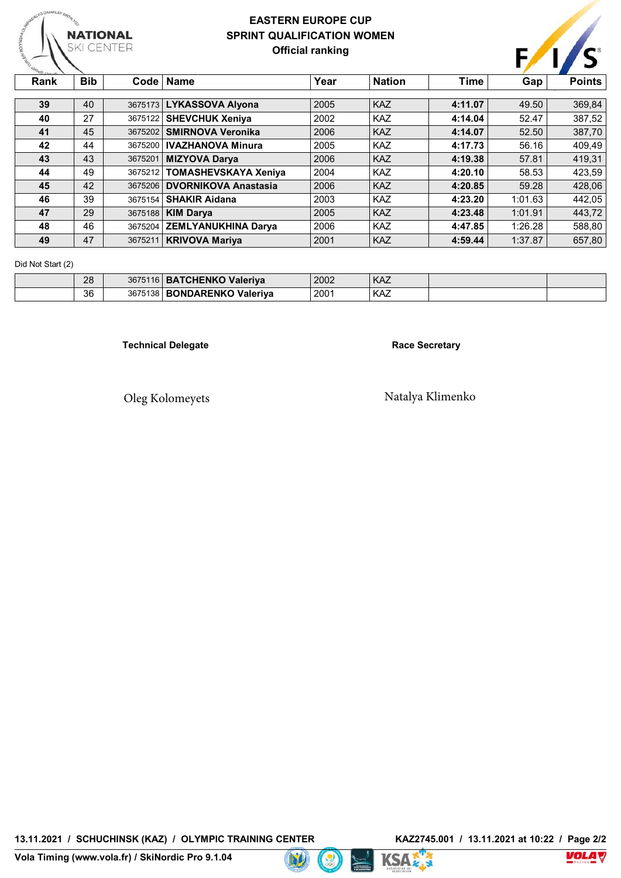# EASTERN EUROPE CUP
## SPRINT QUALIFICATION WOMEN
### Official ranking

| Rank | Bib | Code | Name | Year | Nation | Time | Gap | Points |
|---|---|---|---|---|---|---|---|---|
| **39** | 40 | 3675173 | **LYKASSOVA Alyona** | 2005 | KAZ | **4:11.07** | 49.50 | 369,84 |
| **40** | 27 | 3675122 | **SHEVCHUK Xeniya** | 2002 | KAZ | **4:14.04** | 52.47 | 387,52 |
| **41** | 45 | 3675202 | **SMIRNOVA Veronika** | 2006 | KAZ | **4:14.07** | 52.50 | 387,70 |
| **42** | 44 | 3675200 | **IVAZHANOVA Minura** | 2005 | KAZ | **4:17.73** | 56.16 | 409,49 |
| **43** | 43 | 3675201 | **MIZYOVA Darya** | 2006 | KAZ | **4:19.38** | 57.81 | 419,31 |
| **44** | 49 | 3675212 | **TOMASHEVSKAYA Xeniya** | 2004 | KAZ | **4:20.10** | 58.53 | 423,59 |
| **45** | 42 | 3675206 | **DVORNIKOVA Anastasia** | 2006 | KAZ | **4:20.85** | 59.28 | 428,06 |
| **46** | 39 | 3675154 | **SHAKIR Aidana** | 2003 | KAZ | **4:23.20** | 1:01.63 | 442,05 |
| **47** | 29 | 3675188 | **KIM Darya** | 2005 | KAZ | **4:23.48** | 1:01.91 | 443,72 |
| **48** | 46 | 3675204 | **ZEMLYANUKHINA Darya** | 2006 | KAZ | **4:47.85** | 1:26.28 | 588,80 |
| **49** | 47 | 3675211 | **KRIVOVA Mariya** | 2001 | KAZ | **4:59.44** | 1:37.87 | 657,80 |

Did Not Start (2)

| Rank | Bib | Code | Name | Year | Nation | Time | Gap | Points |
|---|---|---|---|---|---|---|---|---|
| | 28 | 3675116 | **BATCHENKO Valeriya** | 2002 | KAZ | | | |
| | 36 | 3675138 | **BONDARENKO Valeriya** | 2001 | KAZ | | | |

**Technical Delegate**

Oleg Kolomeyets

**Race Secretary**

Natalya Klimenko

13.11.2021 / SCHUCHINSK (KAZ) / OLYMPIC TRAINING CENTER — KAZ2745.001 / 13.11.2021 at 10:22

Vola Timing (www.vola.fr) / SkiNordic Pro 9.1.04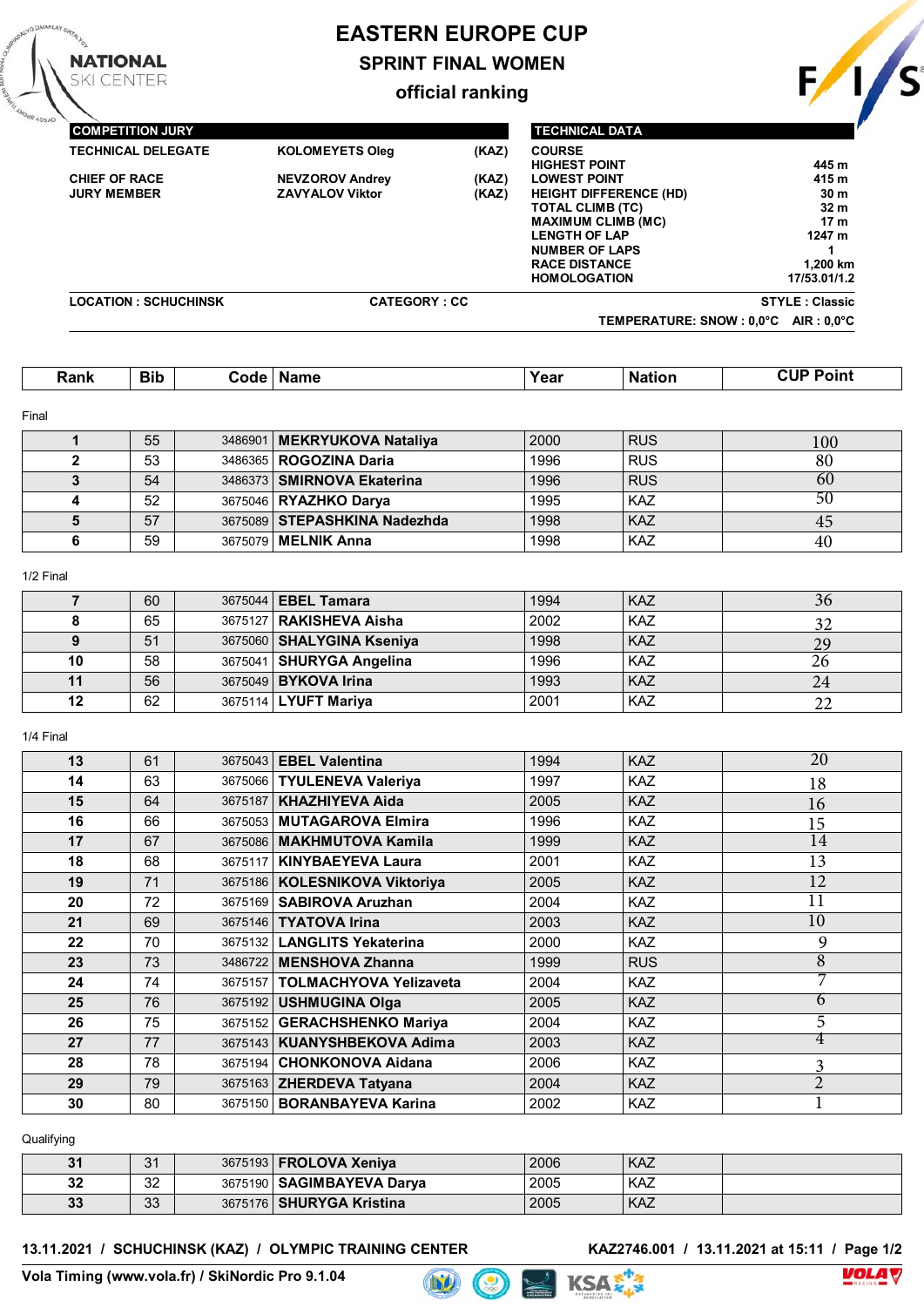# EASTERN EUROPE CUP

## SPRINT FINAL WOMEN

### official ranking

| COMPETITION JURY | | |
|---|---|---|
| TECHNICAL DELEGATE | KOLOMEYETS Oleg | (KAZ) |
| CHIEF OF RACE | NEVZOROV Andrey | (KAZ) |
| JURY MEMBER | ZAVYALOV Viktor | (KAZ) |

| TECHNICAL DATA | |
|---|---|
| COURSE | |
| HIGHEST POINT | 445 m |
| LOWEST POINT | 415 m |
| HEIGHT DIFFERENCE (HD) | 30 m |
| TOTAL CLIMB (TC) | 32 m |
| MAXIMUM CLIMB (MC) | 17 m |
| LENGTH OF LAP | 1247 m |
| NUMBER OF LAPS | 1 |
| RACE DISTANCE | 1,200 km |
| HOMOLOGATION | 17/53.01/1.2 |

LOCATION : SCHUCHINSK    CATEGORY : CC    STYLE : Classic

TEMPERATURE: SNOW : 0,0°C    AIR : 0,0°C

| Rank | Bib | Code | Name | Year | Nation | CUP Point |
|---|---|---|---|---|---|---|
| **Final** | | | | | | |
| 1 | 55 | 3486901 | MEKRYUKOVA Nataliya | 2000 | RUS | 100 |
| 2 | 53 | 3486365 | ROGOZINA Daria | 1996 | RUS | 80 |
| 3 | 54 | 3486373 | SMIRNOVA Ekaterina | 1996 | RUS | 60 |
| 4 | 52 | 3675046 | RYAZHKO Darya | 1995 | KAZ | 50 |
| 5 | 57 | 3675089 | STEPASHKINA Nadezhda | 1998 | KAZ | 45 |
| 6 | 59 | 3675079 | MELNIK Anna | 1998 | KAZ | 40 |
| **1/2 Final** | | | | | | |
| 7 | 60 | 3675044 | EBEL Tamara | 1994 | KAZ | 36 |
| 8 | 65 | 3675127 | RAKISHEVA Aisha | 2002 | KAZ | 32 |
| 9 | 51 | 3675060 | SHALYGINA Kseniya | 1998 | KAZ | 29 |
| 10 | 58 | 3675041 | SHURYGA Angelina | 1996 | KAZ | 26 |
| 11 | 56 | 3675049 | BYKOVA Irina | 1993 | KAZ | 24 |
| 12 | 62 | 3675114 | LYUFT Mariya | 2001 | KAZ | 22 |
| **1/4 Final** | | | | | | |
| 13 | 61 | 3675043 | EBEL Valentina | 1994 | KAZ | 20 |
| 14 | 63 | 3675066 | TYULENEVA Valeriya | 1997 | KAZ | 18 |
| 15 | 64 | 3675187 | KHAZHIYEVA Aida | 2005 | KAZ | 16 |
| 16 | 66 | 3675053 | MUTAGAROVA Elmira | 1996 | KAZ | 15 |
| 17 | 67 | 3675086 | MAKHMUTOVA Kamila | 1999 | KAZ | 14 |
| 18 | 68 | 3675117 | KINYBAEYEVA Laura | 2001 | KAZ | 13 |
| 19 | 71 | 3675186 | KOLESNIKOVA Viktoriya | 2005 | KAZ | 12 |
| 20 | 72 | 3675169 | SABIROVA Aruzhan | 2004 | KAZ | 11 |
| 21 | 69 | 3675146 | TYATOVA Irina | 2003 | KAZ | 10 |
| 22 | 70 | 3675132 | LANGLITS Yekaterina | 2000 | KAZ | 9 |
| 23 | 73 | 3486722 | MENSHOVA Zhanna | 1999 | RUS | 8 |
| 24 | 74 | 3675157 | TOLMACHYOVA Yelizaveta | 2004 | KAZ | 7 |
| 25 | 76 | 3675192 | USHMUGINA Olga | 2005 | KAZ | 6 |
| 26 | 75 | 3675152 | GERACHSHENKO Mariya | 2004 | KAZ | 5 |
| 27 | 77 | 3675143 | KUANYSHBEKOVA Adima | 2003 | KAZ | 4 |
| 28 | 78 | 3675194 | CHONKONOVA Aidana | 2006 | KAZ | 3 |
| 29 | 79 | 3675163 | ZHERDEVA Tatyana | 2004 | KAZ | 2 |
| 30 | 80 | 3675150 | BORANBAYEVA Karina | 2002 | KAZ | 1 |
| **Qualifying** | | | | | | |
| 31 | 31 | 3675193 | FROLOVA Xeniya | 2006 | KAZ | |
| 32 | 32 | 3675190 | SAGIMBAYEVA Darya | 2005 | KAZ | |
| 33 | 33 | 3675176 | SHURYGA Kristina | 2005 | KAZ | |

13.11.2021 / SCHUCHINSK (KAZ) / OLYMPIC TRAINING CENTER    KAZ2746.001 / 13.11.2021 at 15:11

Vola Timing (www.vola.fr) / SkiNordic Pro 9.1.04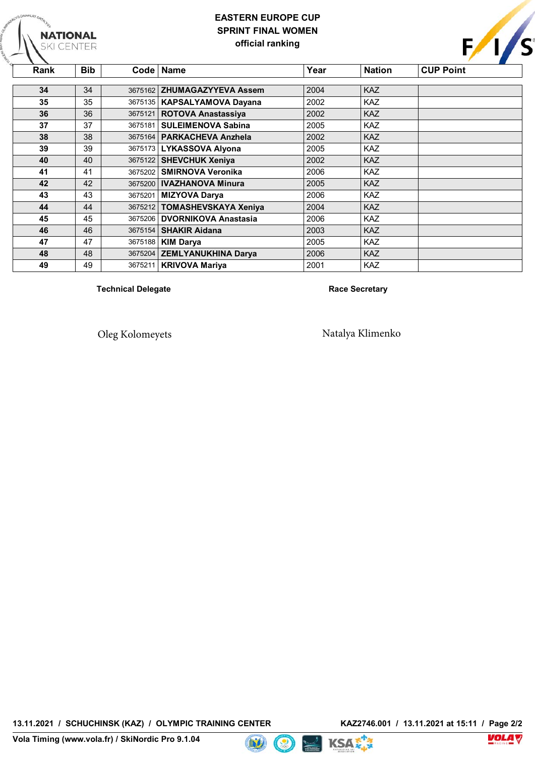# EASTERN EUROPE CUP

## SPRINT FINAL WOMEN

**official ranking**

| Rank | Bib | Code | Name | Year | Nation | CUP Point |
|---|---|---|---|---|---|---|
| **34** | 34 | 3675162 | **ZHUMAGAZYYEVA Assem** | 2004 | KAZ | |
| **35** | 35 | 3675135 | **KAPSALYAMOVA Dayana** | 2002 | KAZ | |
| **36** | 36 | 3675121 | **ROTOVA Anastassiya** | 2002 | KAZ | |
| **37** | 37 | 3675181 | **SULEIMENOVA Sabina** | 2005 | KAZ | |
| **38** | 38 | 3675164 | **PARKACHEVA Anzhela** | 2002 | KAZ | |
| **39** | 39 | 3675173 | **LYKASSOVA Alyona** | 2005 | KAZ | |
| **40** | 40 | 3675122 | **SHEVCHUK Xeniya** | 2002 | KAZ | |
| **41** | 41 | 3675202 | **SMIRNOVA Veronika** | 2006 | KAZ | |
| **42** | 42 | 3675200 | **IVAZHANOVA Minura** | 2005 | KAZ | |
| **43** | 43 | 3675201 | **MIZYOVA Darya** | 2006 | KAZ | |
| **44** | 44 | 3675212 | **TOMASHEVSKAYA Xeniya** | 2004 | KAZ | |
| **45** | 45 | 3675206 | **DVORNIKOVA Anastasia** | 2006 | KAZ | |
| **46** | 46 | 3675154 | **SHAKIR Aidana** | 2003 | KAZ | |
| **47** | 47 | 3675188 | **KIM Darya** | 2005 | KAZ | |
| **48** | 48 | 3675204 | **ZEMLYANUKHINA Darya** | 2006 | KAZ | |
| **49** | 49 | 3675211 | **KRIVOVA Mariya** | 2001 | KAZ | |

**Technical Delegate**

Oleg Kolomeyets

**Race Secretary**

Natalya Klimenko

**13.11.2021 / SCHUCHINSK (KAZ) / OLYMPIC TRAINING CENTER**

**KAZ2746.001 / 13.11.2021 at 15:11**

**Vola Timing (www.vola.fr) / SkiNordic Pro 9.1.04**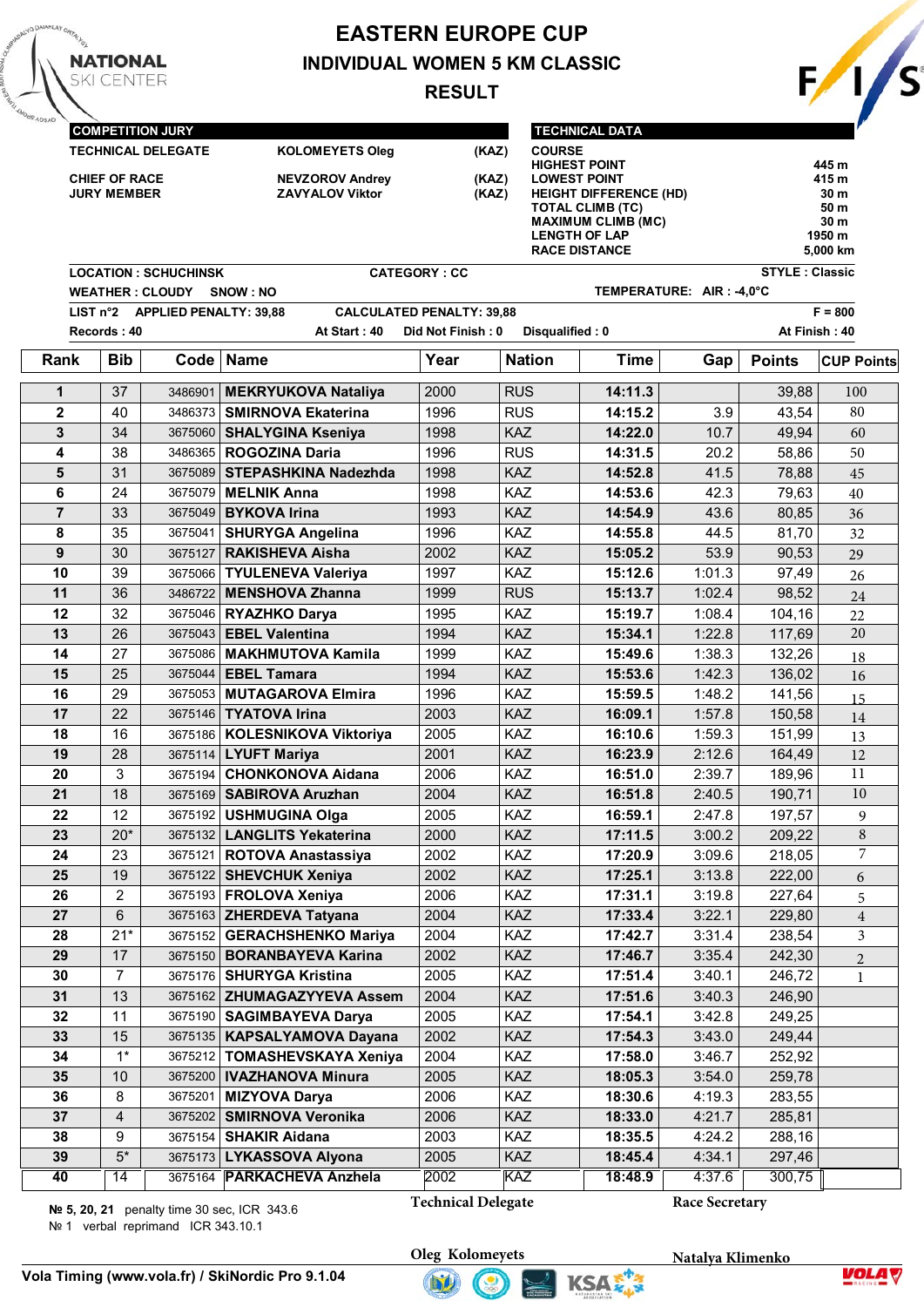# EASTERN EUROPE CUP

## INDIVIDUAL WOMEN 5 KM CLASSIC

## RESULT

NATIONAL SKI CENTER

**COMPETITION JURY**

| | | |
|---|---|---|
| TECHNICAL DELEGATE | KOLOMEYETS Oleg | (KAZ) |
| CHIEF OF RACE | NEVZOROV Andrey | (KAZ) |
| JURY MEMBER | ZAVYALOV Viktor | (KAZ) |

**TECHNICAL DATA**

| | |
|---|---|
| COURSE | |
| HIGHEST POINT | 445 m |
| LOWEST POINT | 415 m |
| HEIGHT DIFFERENCE (HD) | 30 m |
| TOTAL CLIMB (TC) | 50 m |
| MAXIMUM CLIMB (MC) | 30 m |
| LENGTH OF LAP | 1950 m |
| RACE DISTANCE | 5,000 km |

LOCATION : SCHUCHINSK    CATEGORY : CC    STYLE : Classic

WEATHER : CLOUDY    SNOW : NO    TEMPERATURE: AIR : -4,0°C

LIST n°2    APPLIED PENALTY: 39,88    CALCULATED PENALTY: 39,88    F = 800

Records : 40    At Start : 40    Did Not Finish : 0    Disqualified : 0    At Finish : 40

| Rank | Bib | Code | Name | Year | Nation | Time | Gap | Points | CUP Points |
|---|---|---|---|---|---|---|---|---|---|
| 1 | 37 | 3486901 | MEKRYUKOVA Nataliya | 2000 | RUS | 14:11.3 | | 39,88 | 100 |
| 2 | 40 | 3486373 | SMIRNOVA Ekaterina | 1996 | RUS | 14:15.2 | 3.9 | 43,54 | 80 |
| 3 | 34 | 3675060 | SHALYGINA Kseniya | 1998 | KAZ | 14:22.0 | 10.7 | 49,94 | 60 |
| 4 | 38 | 3486365 | ROGOZINA Daria | 1996 | RUS | 14:31.5 | 20.2 | 58,86 | 50 |
| 5 | 31 | 3675089 | STEPASHKINA Nadezhda | 1998 | KAZ | 14:52.8 | 41.5 | 78,88 | 45 |
| 6 | 24 | 3675079 | MELNIK Anna | 1998 | KAZ | 14:53.6 | 42.3 | 79,63 | 40 |
| 7 | 33 | 3675049 | BYKOVA Irina | 1993 | KAZ | 14:54.9 | 43.6 | 80,85 | 36 |
| 8 | 35 | 3675041 | SHURYGA Angelina | 1996 | KAZ | 14:55.8 | 44.5 | 81,70 | 32 |
| 9 | 30 | 3675127 | RAKISHEVA Aisha | 2002 | KAZ | 15:05.2 | 53.9 | 90,53 | 29 |
| 10 | 39 | 3675066 | TYULENEVA Valeriya | 1997 | KAZ | 15:12.6 | 1:01.3 | 97,49 | 26 |
| 11 | 36 | 3486722 | MENSHOVA Zhanna | 1999 | RUS | 15:13.7 | 1:02.4 | 98,52 | 24 |
| 12 | 32 | 3675046 | RYAZHKO Darya | 1995 | KAZ | 15:19.7 | 1:08.4 | 104,16 | 22 |
| 13 | 26 | 3675043 | EBEL Valentina | 1994 | KAZ | 15:34.1 | 1:22.8 | 117,69 | 20 |
| 14 | 27 | 3675086 | MAKHMUTOVA Kamila | 1999 | KAZ | 15:49.6 | 1:38.3 | 132,26 | 18 |
| 15 | 25 | 3675044 | EBEL Tamara | 1994 | KAZ | 15:53.6 | 1:42.3 | 136,02 | 16 |
| 16 | 29 | 3675053 | MUTAGAROVA Elmira | 1996 | KAZ | 15:59.5 | 1:48.2 | 141,56 | 15 |
| 17 | 22 | 3675146 | TYATOVA Irina | 2003 | KAZ | 16:09.1 | 1:57.8 | 150,58 | 14 |
| 18 | 16 | 3675186 | KOLESNIKOVA Viktoriya | 2005 | KAZ | 16:10.6 | 1:59.3 | 151,99 | 13 |
| 19 | 28 | 3675114 | LYUFT Mariya | 2001 | KAZ | 16:23.9 | 2:12.6 | 164,49 | 12 |
| 20 | 3 | 3675194 | CHONKONOVA Aidana | 2006 | KAZ | 16:51.0 | 2:39.7 | 189,96 | 11 |
| 21 | 18 | 3675169 | SABIROVA Aruzhan | 2004 | KAZ | 16:51.8 | 2:40.5 | 190,71 | 10 |
| 22 | 12 | 3675192 | USHMUGINA Olga | 2005 | KAZ | 16:59.1 | 2:47.8 | 197,57 | 9 |
| 23 | 20* | 3675132 | LANGLITS Yekaterina | 2000 | KAZ | 17:11.5 | 3:00.2 | 209,22 | 8 |
| 24 | 23 | 3675121 | ROTOVA Anastassiya | 2002 | KAZ | 17:20.9 | 3:09.6 | 218,05 | 7 |
| 25 | 19 | 3675122 | SHEVCHUK Xeniya | 2002 | KAZ | 17:25.1 | 3:13.8 | 222,00 | 6 |
| 26 | 2 | 3675193 | FROLOVA Xeniya | 2006 | KAZ | 17:31.1 | 3:19.8 | 227,64 | 5 |
| 27 | 6 | 3675163 | ZHERDEVA Tatyana | 2004 | KAZ | 17:33.4 | 3:22.1 | 229,80 | 4 |
| 28 | 21* | 3675152 | GERACHSHENKO Mariya | 2004 | KAZ | 17:42.7 | 3:31.4 | 238,54 | 3 |
| 29 | 17 | 3675150 | BORANBAYEVA Karina | 2002 | KAZ | 17:46.7 | 3:35.4 | 242,30 | 2 |
| 30 | 7 | 3675176 | SHURYGA Kristina | 2005 | KAZ | 17:51.4 | 3:40.1 | 246,72 | 1 |
| 31 | 13 | 3675162 | ZHUMAGAZYYEVA Assem | 2004 | KAZ | 17:51.6 | 3:40.3 | 246,90 | |
| 32 | 11 | 3675190 | SAGIMBAYEVA Darya | 2005 | KAZ | 17:54.1 | 3:42.8 | 249,25 | |
| 33 | 15 | 3675135 | KAPSALYAMOVA Dayana | 2002 | KAZ | 17:54.3 | 3:43.0 | 249,44 | |
| 34 | 1* | 3675212 | TOMASHEVSKAYA Xeniya | 2004 | KAZ | 17:58.0 | 3:46.7 | 252,92 | |
| 35 | 10 | 3675200 | IVAZHANOVA Minura | 2005 | KAZ | 18:05.3 | 3:54.0 | 259,78 | |
| 36 | 8 | 3675201 | MIZYOVA Darya | 2006 | KAZ | 18:30.6 | 4:19.3 | 283,55 | |
| 37 | 4 | 3675202 | SMIRNOVA Veronika | 2006 | KAZ | 18:33.0 | 4:21.7 | 285,81 | |
| 38 | 9 | 3675154 | SHAKIR Aidana | 2003 | KAZ | 18:35.5 | 4:24.2 | 288,16 | |
| 39 | 5* | 3675173 | LYKASSOVA Alyona | 2005 | KAZ | 18:45.4 | 4:34.1 | 297,46 | |
| 40 | 14 | 3675164 | PARKACHEVA Anzhela | 2002 | KAZ | 18:48.9 | 4:37.6 | 300,75 | |

№ 5, 20, 21   penalty time 30 sec, ICR 343.6

№ 1   verbal reprimand   ICR 343.10.1

Technical Delegate    Race Secretary

Oleg Kolomeyets    Natalya Klimenko

Vola Timing (www.vola.fr) / SkiNordic Pro 9.1.04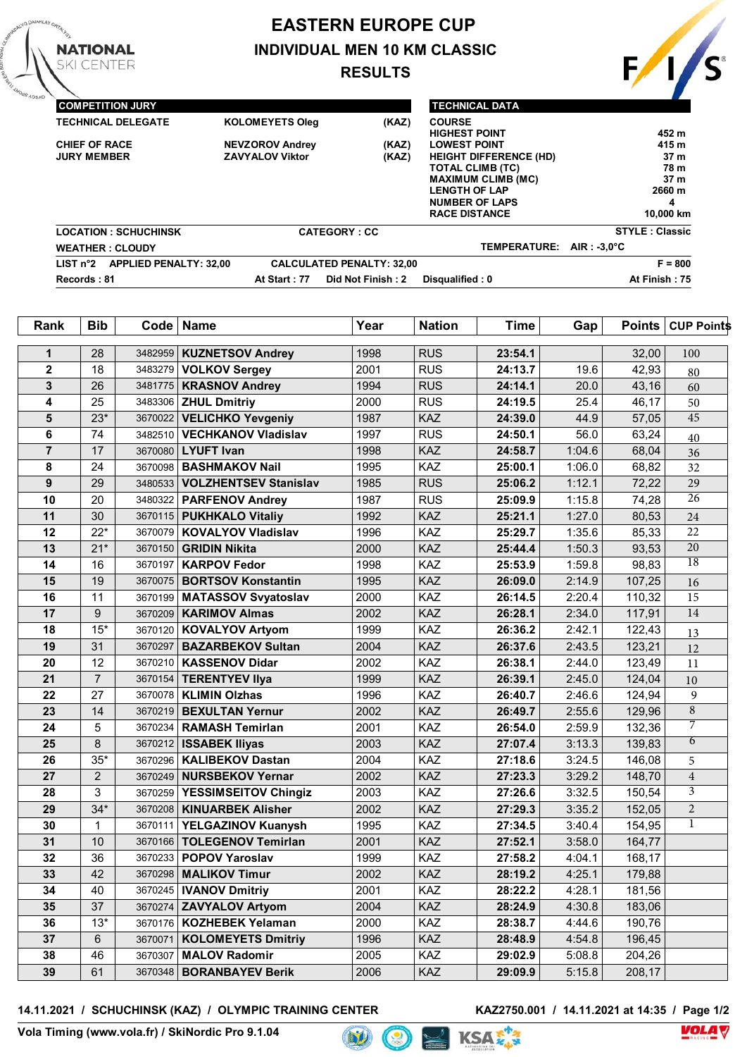# EASTERN EUROPE CUP

## INDIVIDUAL MEN 10 KM CLASSIC

## RESULTS

**COMPETITION JURY**

| | | |
|---|---|---|
| TECHNICAL DELEGATE | KOLOMEYETS Oleg | (KAZ) |
| CHIEF OF RACE | NEVZOROV Andrey | (KAZ) |
| JURY MEMBER | ZAVYALOV Viktor | (KAZ) |

**TECHNICAL DATA**

| | |
|---|---|
| COURSE | |
| HIGHEST POINT | 452 m |
| LOWEST POINT | 415 m |
| HEIGHT DIFFERENCE (HD) | 37 m |
| TOTAL CLIMB (TC) | 78 m |
| MAXIMUM CLIMB (MC) | 37 m |
| LENGTH OF LAP | 2660 m |
| NUMBER OF LAPS | 4 |
| RACE DISTANCE | 10,000 km |

LOCATION : SCHUCHINSK CATEGORY : CC STYLE : Classic

WEATHER : CLOUDY TEMPERATURE: AIR : -3,0°C

LIST n°2 APPLIED PENALTY: 32,00 CALCULATED PENALTY: 32,00 F = 800

Records : 81 At Start : 77 Did Not Finish : 2 Disqualified : 0 At Finish : 75

| Rank | Bib | Code | Name | Year | Nation | Time | Gap | Points | CUP Points |
|---|---|---|---|---|---|---|---|---|---|
| 1 | 28 | 3482959 | KUZNETSOV Andrey | 1998 | RUS | 23:54.1 | | 32,00 | 100 |
| 2 | 18 | 3483279 | VOLKOV Sergey | 2001 | RUS | 24:13.7 | 19.6 | 42,93 | 80 |
| 3 | 26 | 3481775 | KRASNOV Andrey | 1994 | RUS | 24:14.1 | 20.0 | 43,16 | 60 |
| 4 | 25 | 3483306 | ZHUL Dmitriy | 2000 | RUS | 24:19.5 | 25.4 | 46,17 | 50 |
| 5 | 23* | 3670022 | VELICHKO Yevgeniy | 1987 | KAZ | 24:39.0 | 44.9 | 57,05 | 45 |
| 6 | 74 | 3482510 | VECHKANOV Vladislav | 1997 | RUS | 24:50.1 | 56.0 | 63,24 | 40 |
| 7 | 17 | 3670080 | LYUFT Ivan | 1998 | KAZ | 24:58.7 | 1:04.6 | 68,04 | 36 |
| 8 | 24 | 3670098 | BASHMAKOV Nail | 1995 | KAZ | 25:00.1 | 1:06.0 | 68,82 | 32 |
| 9 | 29 | 3480533 | VOLZHENTSEV Stanislav | 1985 | RUS | 25:06.2 | 1:12.1 | 72,22 | 29 |
| 10 | 20 | 3480322 | PARFENOV Andrey | 1987 | RUS | 25:09.9 | 1:15.8 | 74,28 | 26 |
| 11 | 30 | 3670115 | PUKHKALO Vitaliy | 1992 | KAZ | 25:21.1 | 1:27.0 | 80,53 | 24 |
| 12 | 22* | 3670079 | KOVALYOV Vladislav | 1996 | KAZ | 25:29.7 | 1:35.6 | 85,33 | 22 |
| 13 | 21* | 3670150 | GRIDIN Nikita | 2000 | KAZ | 25:44.4 | 1:50.3 | 93,53 | 20 |
| 14 | 16 | 3670197 | KARPOV Fedor | 1998 | KAZ | 25:53.9 | 1:59.8 | 98,83 | 18 |
| 15 | 19 | 3670075 | BORTSOV Konstantin | 1995 | KAZ | 26:09.0 | 2:14.9 | 107,25 | 16 |
| 16 | 11 | 3670199 | MATASSOV Svyatoslav | 2000 | KAZ | 26:14.5 | 2:20.4 | 110,32 | 15 |
| 17 | 9 | 3670209 | KARIMOV Almas | 2002 | KAZ | 26:28.1 | 2:34.0 | 117,91 | 14 |
| 18 | 15* | 3670120 | KOVALYOV Artyom | 1999 | KAZ | 26:36.2 | 2:42.1 | 122,43 | 13 |
| 19 | 31 | 3670297 | BAZARBEKOV Sultan | 2004 | KAZ | 26:37.6 | 2:43.5 | 123,21 | 12 |
| 20 | 12 | 3670210 | KASSENOV Didar | 2002 | KAZ | 26:38.1 | 2:44.0 | 123,49 | 11 |
| 21 | 7 | 3670154 | TERENTYEV Ilya | 1999 | KAZ | 26:39.1 | 2:45.0 | 124,04 | 10 |
| 22 | 27 | 3670078 | KLIMIN Olzhas | 1996 | KAZ | 26:40.7 | 2:46.6 | 124,94 | 9 |
| 23 | 14 | 3670219 | BEXULTAN Yernur | 2002 | KAZ | 26:49.7 | 2:55.6 | 129,96 | 8 |
| 24 | 5 | 3670234 | RAMASH Temirlan | 2001 | KAZ | 26:54.0 | 2:59.9 | 132,36 | 7 |
| 25 | 8 | 3670212 | ISSABEK Iliyas | 2003 | KAZ | 27:07.4 | 3:13.3 | 139,83 | 6 |
| 26 | 35* | 3670296 | KALIBEKOV Dastan | 2004 | KAZ | 27:18.6 | 3:24.5 | 146,08 | 5 |
| 27 | 2 | 3670249 | NURSBEKOV Yernar | 2002 | KAZ | 27:23.3 | 3:29.2 | 148,70 | 4 |
| 28 | 3 | 3670259 | YESSIMSEITOV Chingiz | 2003 | KAZ | 27:26.6 | 3:32.5 | 150,54 | 3 |
| 29 | 34* | 3670208 | KINUARBEK Alisher | 2002 | KAZ | 27:29.3 | 3:35.2 | 152,05 | 2 |
| 30 | 1 | 3670111 | YELGAZINOV Kuanysh | 1995 | KAZ | 27:34.5 | 3:40.4 | 154,95 | 1 |
| 31 | 10 | 3670166 | TOLEGENOV Temirlan | 2001 | KAZ | 27:52.1 | 3:58.0 | 164,77 | |
| 32 | 36 | 3670233 | POPOV Yaroslav | 1999 | KAZ | 27:58.2 | 4:04.1 | 168,17 | |
| 33 | 42 | 3670298 | MALIKOV Timur | 2002 | KAZ | 28:19.2 | 4:25.1 | 179,88 | |
| 34 | 40 | 3670245 | IVANOV Dmitriy | 2001 | KAZ | 28:22.2 | 4:28.1 | 181,56 | |
| 35 | 37 | 3670274 | ZAVYALOV Artyom | 2004 | KAZ | 28:24.9 | 4:30.8 | 183,06 | |
| 36 | 13* | 3670176 | KOZHEBEK Yelaman | 2000 | KAZ | 28:38.7 | 4:44.6 | 190,76 | |
| 37 | 6 | 3670071 | KOLOMEYETS Dmitriy | 1996 | KAZ | 28:48.9 | 4:54.8 | 196,45 | |
| 38 | 46 | 3670307 | MALOV Radomir | 2005 | KAZ | 29:02.9 | 5:08.8 | 204,26 | |
| 39 | 61 | 3670348 | BORANBAYEV Berik | 2006 | KAZ | 29:09.9 | 5:15.8 | 208,17 | |

14.11.2021 / SCHUCHINSK (KAZ) / OLYMPIC TRAINING CENTER KAZ2750.001 / 14.11.2021 at 14:35

Vola Timing (www.vola.fr) / SkiNordic Pro 9.1.04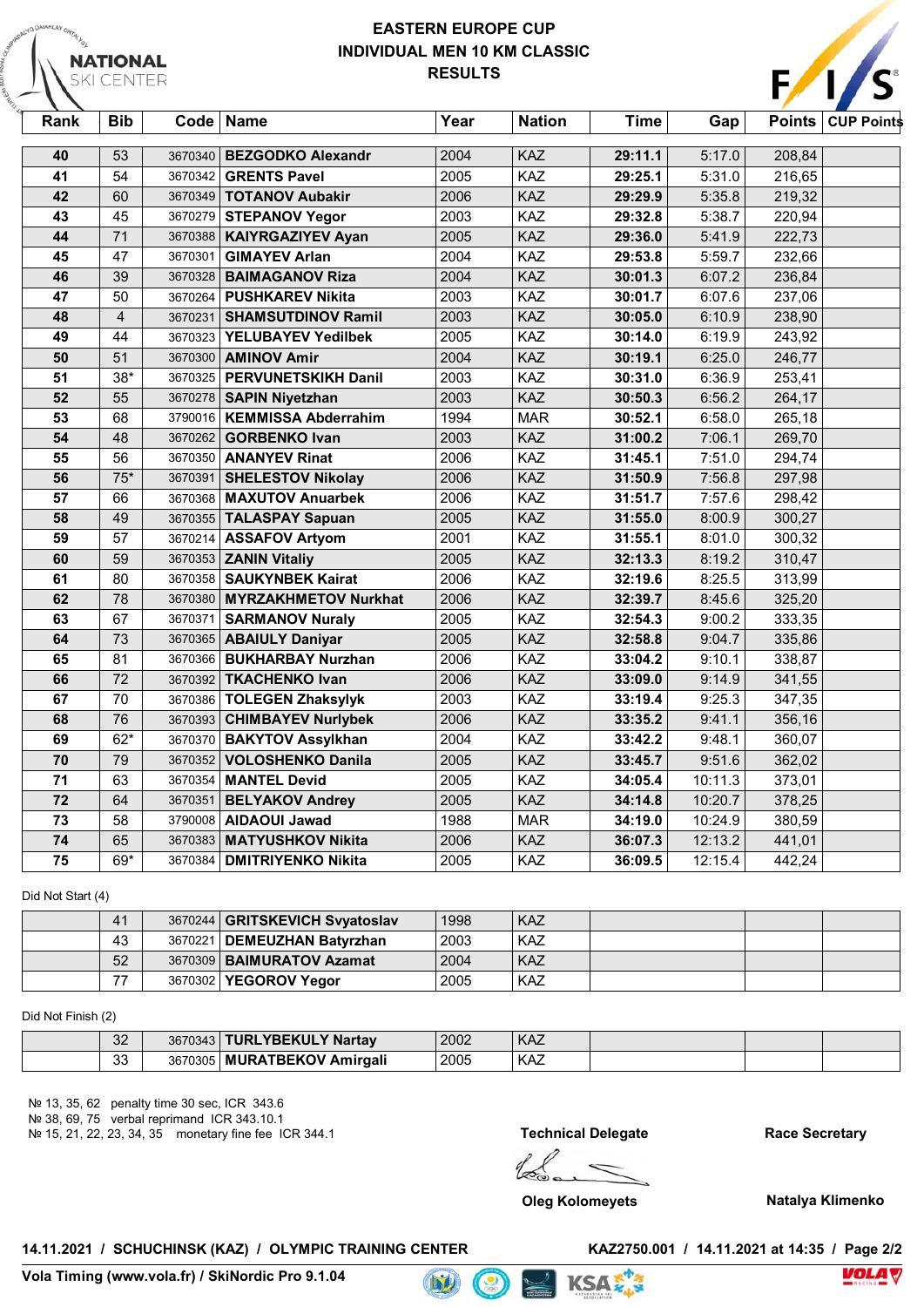# EASTERN EUROPE CUP
## INDIVIDUAL MEN 10 KM CLASSIC
## RESULTS

| Rank | Bib | Code | Name | Year | Nation | Time | Gap | Points | CUP Points |
|---|---|---|---|---|---|---|---|---|---|
| 40 | 53 | 3670340 | BEZGODKO Alexandr | 2004 | KAZ | 29:11.1 | 5:17.0 | 208,84 | |
| 41 | 54 | 3670342 | GRENTS Pavel | 2005 | KAZ | 29:25.1 | 5:31.0 | 216,65 | |
| 42 | 60 | 3670349 | TOTANOV Aubakir | 2006 | KAZ | 29:29.9 | 5:35.8 | 219,32 | |
| 43 | 45 | 3670279 | STEPANOV Yegor | 2003 | KAZ | 29:32.8 | 5:38.7 | 220,94 | |
| 44 | 71 | 3670388 | KAIYRGAZIYEV Ayan | 2005 | KAZ | 29:36.0 | 5:41.9 | 222,73 | |
| 45 | 47 | 3670301 | GIMAYEV Arlan | 2004 | KAZ | 29:53.8 | 5:59.7 | 232,66 | |
| 46 | 39 | 3670328 | BAIMAGANOV Riza | 2004 | KAZ | 30:01.3 | 6:07.2 | 236,84 | |
| 47 | 50 | 3670264 | PUSHKAREV Nikita | 2003 | KAZ | 30:01.7 | 6:07.6 | 237,06 | |
| 48 | 4 | 3670231 | SHAMSUTDINOV Ramil | 2003 | KAZ | 30:05.0 | 6:10.9 | 238,90 | |
| 49 | 44 | 3670323 | YELUBAYEV Yedilbek | 2005 | KAZ | 30:14.0 | 6:19.9 | 243,92 | |
| 50 | 51 | 3670300 | AMINOV Amir | 2004 | KAZ | 30:19.1 | 6:25.0 | 246,77 | |
| 51 | 38* | 3670325 | PERVUNETSKIKH Danil | 2003 | KAZ | 30:31.0 | 6:36.9 | 253,41 | |
| 52 | 55 | 3670278 | SAPIN Niyetzhan | 2003 | KAZ | 30:50.3 | 6:56.2 | 264,17 | |
| 53 | 68 | 3790016 | KEMMISSA Abderrahim | 1994 | MAR | 30:52.1 | 6:58.0 | 265,18 | |
| 54 | 48 | 3670262 | GORBENKO Ivan | 2003 | KAZ | 31:00.2 | 7:06.1 | 269,70 | |
| 55 | 56 | 3670350 | ANANYEV Rinat | 2006 | KAZ | 31:45.1 | 7:51.0 | 294,74 | |
| 56 | 75* | 3670391 | SHELESTOV Nikolay | 2006 | KAZ | 31:50.9 | 7:56.8 | 297,98 | |
| 57 | 66 | 3670368 | MAXUTOV Anuarbek | 2006 | KAZ | 31:51.7 | 7:57.6 | 298,42 | |
| 58 | 49 | 3670355 | TALASPAY Sapuan | 2005 | KAZ | 31:55.0 | 8:00.9 | 300,27 | |
| 59 | 57 | 3670214 | ASSAFOV Artyom | 2001 | KAZ | 31:55.1 | 8:01.0 | 300,32 | |
| 60 | 59 | 3670353 | ZANIN Vitaliy | 2005 | KAZ | 32:13.3 | 8:19.2 | 310,47 | |
| 61 | 80 | 3670358 | SAUKYNBEK Kairat | 2006 | KAZ | 32:19.6 | 8:25.5 | 313,99 | |
| 62 | 78 | 3670380 | MYRZAKHMETOV Nurkhat | 2006 | KAZ | 32:39.7 | 8:45.6 | 325,20 | |
| 63 | 67 | 3670371 | SARMANOV Nuraly | 2005 | KAZ | 32:54.3 | 9:00.2 | 333,35 | |
| 64 | 73 | 3670365 | ABAIULY Daniyar | 2005 | KAZ | 32:58.8 | 9:04.7 | 335,86 | |
| 65 | 81 | 3670366 | BUKHARBAY Nurzhan | 2006 | KAZ | 33:04.2 | 9:10.1 | 338,87 | |
| 66 | 72 | 3670392 | TKACHENKO Ivan | 2006 | KAZ | 33:09.0 | 9:14.9 | 341,55 | |
| 67 | 70 | 3670386 | TOLEGEN Zhaksylyk | 2003 | KAZ | 33:19.4 | 9:25.3 | 347,35 | |
| 68 | 76 | 3670393 | CHIMBAYEV Nurlybek | 2006 | KAZ | 33:35.2 | 9:41.1 | 356,16 | |
| 69 | 62* | 3670370 | BAKYTOV Assylkhan | 2004 | KAZ | 33:42.2 | 9:48.1 | 360,07 | |
| 70 | 79 | 3670352 | VOLOSHENKO Danila | 2005 | KAZ | 33:45.7 | 9:51.6 | 362,02 | |
| 71 | 63 | 3670354 | MANTEL Devid | 2005 | KAZ | 34:05.4 | 10:11.3 | 373,01 | |
| 72 | 64 | 3670351 | BELYAKOV Andrey | 2005 | KAZ | 34:14.8 | 10:20.7 | 378,25 | |
| 73 | 58 | 3790008 | AIDAOUI Jawad | 1988 | MAR | 34:19.0 | 10:24.9 | 380,59 | |
| 74 | 65 | 3670383 | MATYUSHKOV Nikita | 2006 | KAZ | 36:07.3 | 12:13.2 | 441,01 | |
| 75 | 69* | 3670384 | DMITRIYENKO Nikita | 2005 | KAZ | 36:09.5 | 12:15.4 | 442,24 | |

Did Not Start (4)

| Rank | Bib | Code | Name | Year | Nation | Time | Gap | Points | CUP Points |
|---|---|---|---|---|---|---|---|---|---|
| | 41 | 3670244 | GRITSKEVICH Svyatoslav | 1998 | KAZ | | | | |
| | 43 | 3670221 | DEMEUZHAN Batyrzhan | 2003 | KAZ | | | | |
| | 52 | 3670309 | BAIMURATOV Azamat | 2004 | KAZ | | | | |
| | 77 | 3670302 | YEGOROV Yegor | 2005 | KAZ | | | | |

Did Not Finish (2)

| Rank | Bib | Code | Name | Year | Nation | Time | Gap | Points | CUP Points |
|---|---|---|---|---|---|---|---|---|---|
| | 32 | 3670343 | TURLYBEKULY Nartay | 2002 | KAZ | | | | |
| | 33 | 3670305 | MURATBEKOV Amirgali | 2005 | KAZ | | | | |

№ 13, 35, 62 penalty time 30 sec, ICR 343.6
№ 38, 69, 75 verbal reprimand ICR 343.10.1
№ 15, 21, 22, 23, 34, 35 monetary fine fee ICR 344.1

**Technical Delegate**
Oleg Kolomeyets

**Race Secretary**
Natalya Klimenko

14.11.2021 / SCHUCHINSK (KAZ) / OLYMPIC TRAINING CENTER

KAZ2750.001 / 14.11.2021 at 14:35

Vola Timing (www.vola.fr) / SkiNordic Pro 9.1.04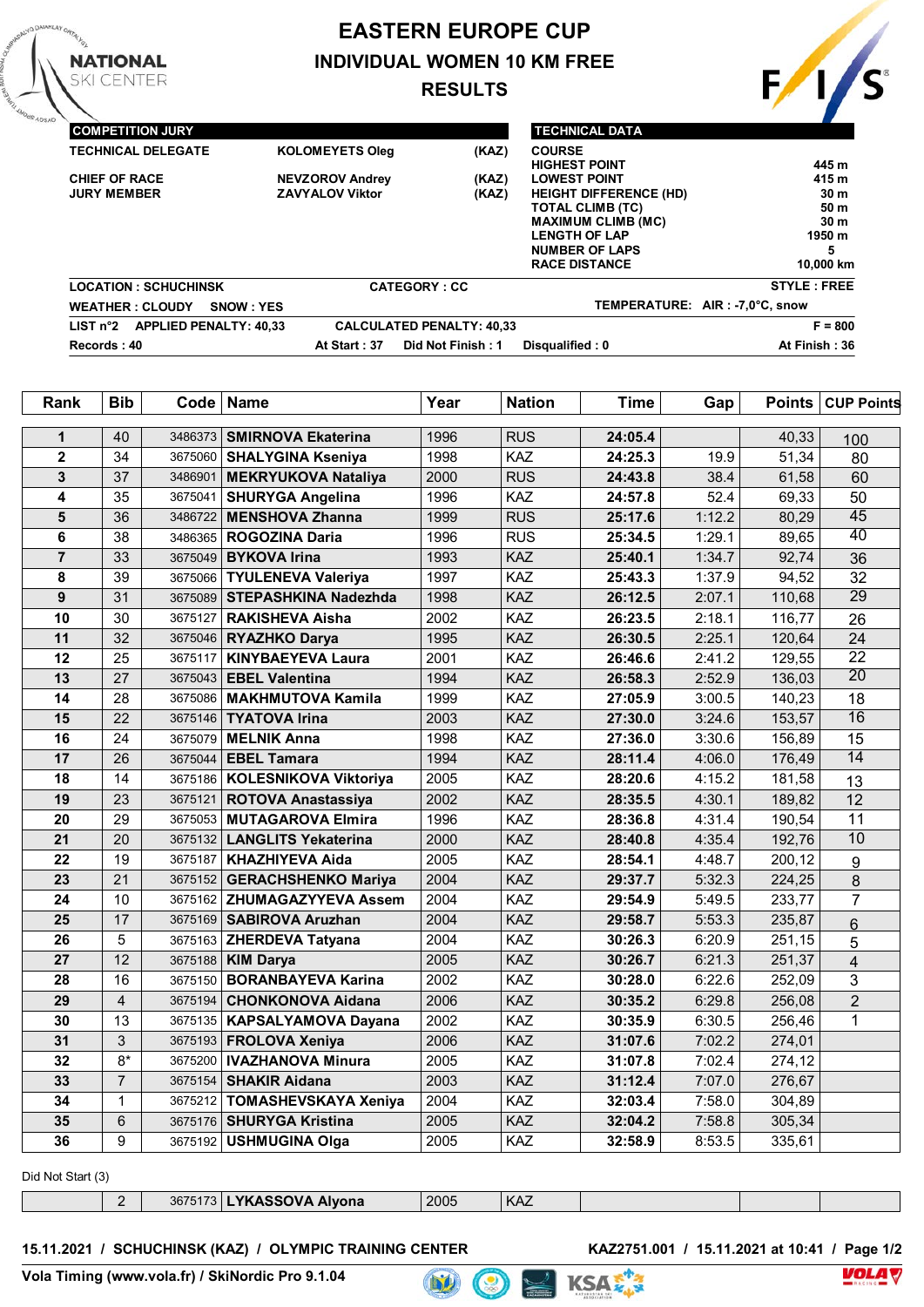# EASTERN EUROPE CUP

## INDIVIDUAL WOMEN 10 KM FREE

## RESULTS

| COMPETITION JURY | | |
|---|---|---|
| TECHNICAL DELEGATE | KOLOMEYETS Oleg | (KAZ) |
| CHIEF OF RACE | NEVZOROV Andrey | (KAZ) |
| JURY MEMBER | ZAVYALOV Viktor | (KAZ) |

| TECHNICAL DATA | |
|---|---|
| COURSE | |
| HIGHEST POINT | 445 m |
| LOWEST POINT | 415 m |
| HEIGHT DIFFERENCE (HD) | 30 m |
| TOTAL CLIMB (TC) | 50 m |
| MAXIMUM CLIMB (MC) | 30 m |
| LENGTH OF LAP | 1950 m |
| NUMBER OF LAPS | 5 |
| RACE DISTANCE | 10,000 km |

LOCATION : SCHUCHINSK CATEGORY : CC STYLE : FREE

WEATHER : CLOUDY SNOW : YES TEMPERATURE: AIR : -7,0°C, snow

LIST n°2 APPLIED PENALTY: 40,33 CALCULATED PENALTY: 40,33 F = 800

Records : 40 At Start : 37 Did Not Finish : 1 Disqualified : 0 At Finish : 36

| Rank | Bib | Code | Name | Year | Nation | Time | Gap | Points | CUP Points |
|---|---|---|---|---|---|---|---|---|---|
| 1 | 40 | 3486373 | SMIRNOVA Ekaterina | 1996 | RUS | 24:05.4 | | 40,33 | 100 |
| 2 | 34 | 3675060 | SHALYGINA Kseniya | 1998 | KAZ | 24:25.3 | 19.9 | 51,34 | 80 |
| 3 | 37 | 3486901 | MEKRYUKOVA Nataliya | 2000 | RUS | 24:43.8 | 38.4 | 61,58 | 60 |
| 4 | 35 | 3675041 | SHURYGA Angelina | 1996 | KAZ | 24:57.8 | 52.4 | 69,33 | 50 |
| 5 | 36 | 3486722 | MENSHOVA Zhanna | 1999 | RUS | 25:17.6 | 1:12.2 | 80,29 | 45 |
| 6 | 38 | 3486365 | ROGOZINA Daria | 1996 | RUS | 25:34.5 | 1:29.1 | 89,65 | 40 |
| 7 | 33 | 3675049 | BYKOVA Irina | 1993 | KAZ | 25:40.1 | 1:34.7 | 92,74 | 36 |
| 8 | 39 | 3675066 | TYULENEVA Valeriya | 1997 | KAZ | 25:43.3 | 1:37.9 | 94,52 | 32 |
| 9 | 31 | 3675089 | STEPASHKINA Nadezhda | 1998 | KAZ | 26:12.5 | 2:07.1 | 110,68 | 29 |
| 10 | 30 | 3675127 | RAKISHEVA Aisha | 2002 | KAZ | 26:23.5 | 2:18.1 | 116,77 | 26 |
| 11 | 32 | 3675046 | RYAZHKO Darya | 1995 | KAZ | 26:30.5 | 2:25.1 | 120,64 | 24 |
| 12 | 25 | 3675117 | KINYBAEYEVA Laura | 2001 | KAZ | 26:46.6 | 2:41.2 | 129,55 | 22 |
| 13 | 27 | 3675043 | EBEL Valentina | 1994 | KAZ | 26:58.3 | 2:52.9 | 136,03 | 20 |
| 14 | 28 | 3675086 | MAKHMUTOVA Kamila | 1999 | KAZ | 27:05.9 | 3:00.5 | 140,23 | 18 |
| 15 | 22 | 3675146 | TYATOVA Irina | 2003 | KAZ | 27:30.0 | 3:24.6 | 153,57 | 16 |
| 16 | 24 | 3675079 | MELNIK Anna | 1998 | KAZ | 27:36.0 | 3:30.6 | 156,89 | 15 |
| 17 | 26 | 3675044 | EBEL Tamara | 1994 | KAZ | 28:11.4 | 4:06.0 | 176,49 | 14 |
| 18 | 14 | 3675186 | KOLESNIKOVA Viktoriya | 2005 | KAZ | 28:20.6 | 4:15.2 | 181,58 | 13 |
| 19 | 23 | 3675121 | ROTOVA Anastassiya | 2002 | KAZ | 28:35.5 | 4:30.1 | 189,82 | 12 |
| 20 | 29 | 3675053 | MUTAGAROVA Elmira | 1996 | KAZ | 28:36.8 | 4:31.4 | 190,54 | 11 |
| 21 | 20 | 3675132 | LANGLITS Yekaterina | 2000 | KAZ | 28:40.8 | 4:35.4 | 192,76 | 10 |
| 22 | 19 | 3675187 | KHAZHIYEVA Aida | 2005 | KAZ | 28:54.1 | 4:48.7 | 200,12 | 9 |
| 23 | 21 | 3675152 | GERACHSHENKO Mariya | 2004 | KAZ | 29:37.7 | 5:32.3 | 224,25 | 8 |
| 24 | 10 | 3675162 | ZHUMAGAZYYEVA Assem | 2004 | KAZ | 29:54.9 | 5:49.5 | 233,77 | 7 |
| 25 | 17 | 3675169 | SABIROVA Aruzhan | 2004 | KAZ | 29:58.7 | 5:53.3 | 235,87 | 6 |
| 26 | 5 | 3675163 | ZHERDEVA Tatyana | 2004 | KAZ | 30:26.3 | 6:20.9 | 251,15 | 5 |
| 27 | 12 | 3675188 | KIM Darya | 2005 | KAZ | 30:26.7 | 6:21.3 | 251,37 | 4 |
| 28 | 16 | 3675150 | BORANBAYEVA Karina | 2002 | KAZ | 30:28.0 | 6:22.6 | 252,09 | 3 |
| 29 | 4 | 3675194 | CHONKONOVA Aidana | 2006 | KAZ | 30:35.2 | 6:29.8 | 256,08 | 2 |
| 30 | 13 | 3675135 | KAPSALYAMOVA Dayana | 2002 | KAZ | 30:35.9 | 6:30.5 | 256,46 | 1 |
| 31 | 3 | 3675193 | FROLOVA Xeniya | 2006 | KAZ | 31:07.6 | 7:02.2 | 274,01 | |
| 32 | 8* | 3675200 | IVAZHANOVA Minura | 2005 | KAZ | 31:07.8 | 7:02.4 | 274,12 | |
| 33 | 7 | 3675154 | SHAKIR Aidana | 2003 | KAZ | 31:12.4 | 7:07.0 | 276,67 | |
| 34 | 1 | 3675212 | TOMASHEVSKAYA Xeniya | 2004 | KAZ | 32:03.4 | 7:58.0 | 304,89 | |
| 35 | 6 | 3675176 | SHURYGA Kristina | 2005 | KAZ | 32:04.2 | 7:58.8 | 305,34 | |
| 36 | 9 | 3675192 | USHMUGINA Olga | 2005 | KAZ | 32:58.9 | 8:53.5 | 335,61 | |

Did Not Start (3)

| Rank | Bib | Code | Name | Year | Nation | Time | Gap | Points | CUP Points |
|---|---|---|---|---|---|---|---|---|---|
| | 2 | 3675173 | LYKASSOVA Alyona | 2005 | KAZ | | | | |

15.11.2021 / SCHUCHINSK (KAZ) / OLYMPIC TRAINING CENTER KAZ2751.001 / 15.11.2021 at 10:41

Vola Timing (www.vola.fr) / SkiNordic Pro 9.1.04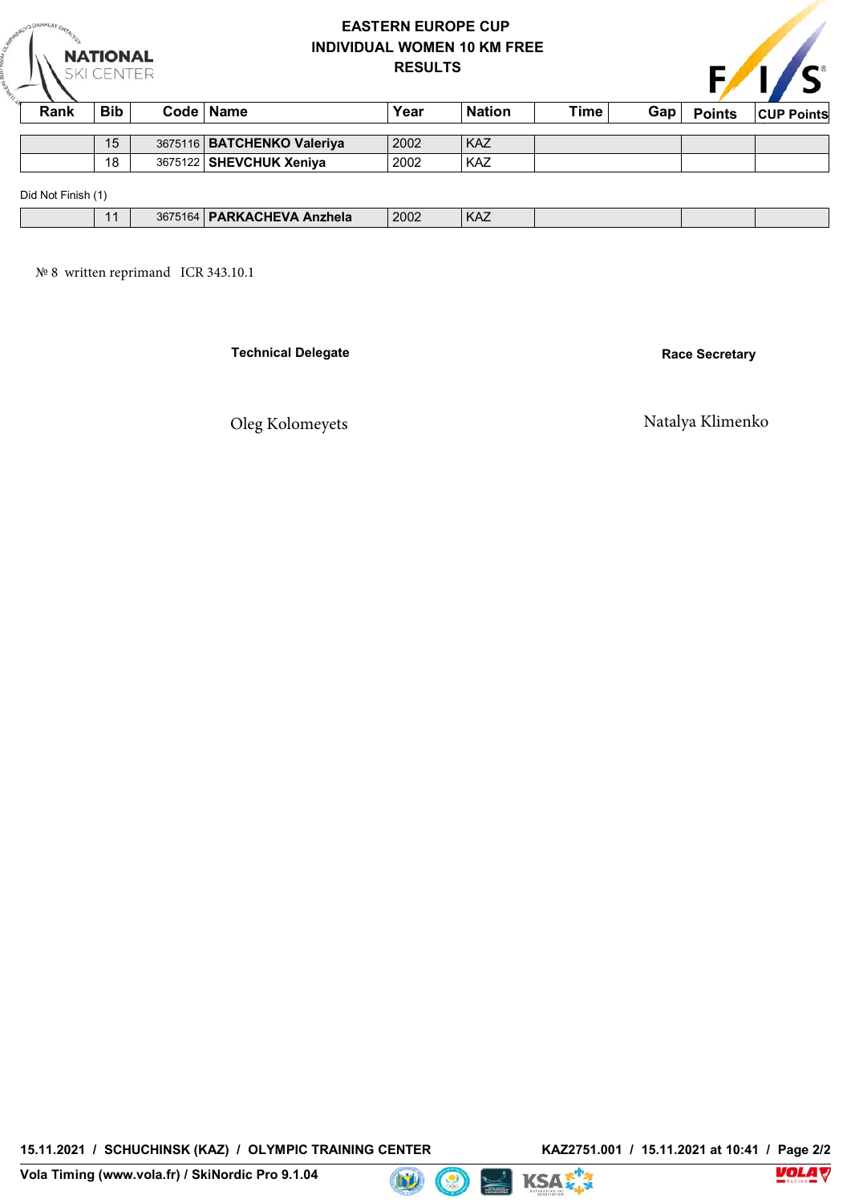# EASTERN EUROPE CUP
# INDIVIDUAL WOMEN 10 KM FREE
# RESULTS

| Rank | Bib | Code | Name | Year | Nation | Time | Gap | Points | CUP Points |
|---|---|---|---|---|---|---|---|---|---|
| | 15 | 3675116 | **BATCHENKO Valeriya** | 2002 | KAZ | | | | |
| | 18 | 3675122 | **SHEVCHUK Xeniya** | 2002 | KAZ | | | | |

Did Not Finish (1)

| Rank | Bib | Code | Name | Year | Nation | Time | Gap | Points | CUP Points |
|---|---|---|---|---|---|---|---|---|---|
| | 11 | 3675164 | **PARKACHEVA Anzhela** | 2002 | KAZ | | | | |

№ 8 written reprimand ICR 343.10.1

**Technical Delegate**

Oleg Kolomeyets

**Race Secretary**

Natalya Klimenko

15.11.2021 / SCHUCHINSK (KAZ) / OLYMPIC TRAINING CENTER

KAZ2751.001 / 15.11.2021 at 10:41

Vola Timing (www.vola.fr) / SkiNordic Pro 9.1.04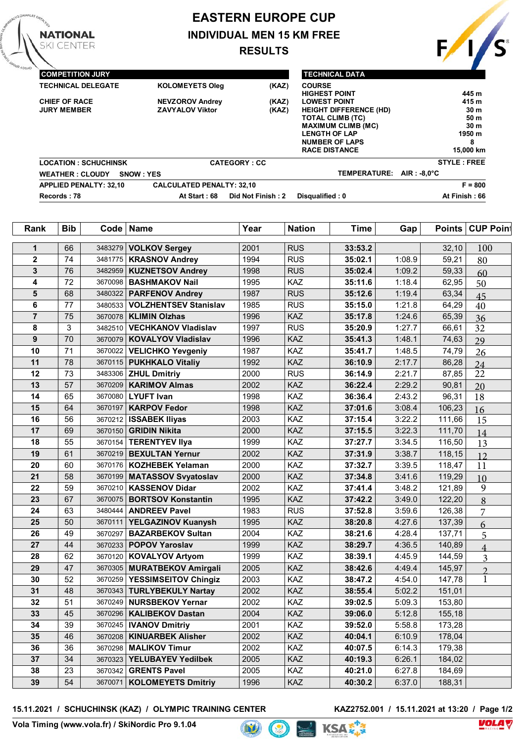# EASTERN EUROPE CUP

## INDIVIDUAL MEN 15 KM FREE

## RESULTS

**COMPETITION JURY**

| | | |
|---|---|---|
| TECHNICAL DELEGATE | KOLOMEYETS Oleg | (KAZ) |
| CHIEF OF RACE | NEVZOROV Andrey | (KAZ) |
| JURY MEMBER | ZAVYALOV Viktor | (KAZ) |

**TECHNICAL DATA**

| COURSE | |
|---|---|
| HIGHEST POINT | 445 m |
| LOWEST POINT | 415 m |
| HEIGHT DIFFERENCE (HD) | 30 m |
| TOTAL CLIMB (TC) | 50 m |
| MAXIMUM CLIMB (MC) | 30 m |
| LENGTH OF LAP | 1950 m |
| NUMBER OF LAPS | 8 |
| RACE DISTANCE | 15,000 km |

LOCATION : SCHUCHINSK    CATEGORY : CC    STYLE : FREE

WEATHER : CLOUDY    SNOW : YES    TEMPERATURE: AIR : -8,0°C

APPLIED PENALTY: 32,10    CALCULATED PENALTY: 32,10    F = 800

Records : 78    At Start : 68    Did Not Finish : 2    Disqualified : 0    At Finish : 66

| Rank | Bib | Code | Name | Year | Nation | Time | Gap | Points | CUP Points |
|---|---|---|---|---|---|---|---|---|---|
| 1 | 66 | 3483279 | VOLKOV Sergey | 2001 | RUS | 33:53.2 | | 32,10 | 100 |
| 2 | 74 | 3481775 | KRASNOV Andrey | 1994 | RUS | 35:02.1 | 1:08.9 | 59,21 | 80 |
| 3 | 76 | 3482959 | KUZNETSOV Andrey | 1998 | RUS | 35:02.4 | 1:09.2 | 59,33 | 60 |
| 4 | 72 | 3670098 | BASHMAKOV Nail | 1995 | KAZ | 35:11.6 | 1:18.4 | 62,95 | 50 |
| 5 | 68 | 3480322 | PARFENOV Andrey | 1987 | RUS | 35:12.6 | 1:19.4 | 63,34 | 45 |
| 6 | 77 | 3480533 | VOLZHENTSEV Stanislav | 1985 | RUS | 35:15.0 | 1:21.8 | 64,29 | 40 |
| 7 | 75 | 3670078 | KLIMIN Olzhas | 1996 | KAZ | 35:17.8 | 1:24.6 | 65,39 | 36 |
| 8 | 3 | 3482510 | VECHKANOV Vladislav | 1997 | RUS | 35:20.9 | 1:27.7 | 66,61 | 32 |
| 9 | 70 | 3670079 | KOVALYOV Vladislav | 1996 | KAZ | 35:41.3 | 1:48.1 | 74,63 | 29 |
| 10 | 71 | 3670022 | VELICHKO Yevgeniy | 1987 | KAZ | 35:41.7 | 1:48.5 | 74,79 | 26 |
| 11 | 78 | 3670115 | PUKHKALO Vitaliy | 1992 | KAZ | 36:10.9 | 2:17.7 | 86,28 | 24 |
| 12 | 73 | 3483306 | ZHUL Dmitriy | 2000 | RUS | 36:14.9 | 2:21.7 | 87,85 | 22 |
| 13 | 57 | 3670209 | KARIMOV Almas | 2002 | KAZ | 36:22.4 | 2:29.2 | 90,81 | 20 |
| 14 | 65 | 3670080 | LYUFT Ivan | 1998 | KAZ | 36:36.4 | 2:43.2 | 96,31 | 18 |
| 15 | 64 | 3670197 | KARPOV Fedor | 1998 | KAZ | 37:01.6 | 3:08.4 | 106,23 | 16 |
| 16 | 56 | 3670212 | ISSABEK Iliyas | 2003 | KAZ | 37:15.4 | 3:22.2 | 111,66 | 15 |
| 17 | 69 | 3670150 | GRIDIN Nikita | 2000 | KAZ | 37:15.5 | 3:22.3 | 111,70 | 14 |
| 18 | 55 | 3670154 | TERENTYEV Ilya | 1999 | KAZ | 37:27.7 | 3:34.5 | 116,50 | 13 |
| 19 | 61 | 3670219 | BEXULTAN Yernur | 2002 | KAZ | 37:31.9 | 3:38.7 | 118,15 | 12 |
| 20 | 60 | 3670176 | KOZHEBEK Yelaman | 2000 | KAZ | 37:32.7 | 3:39.5 | 118,47 | 11 |
| 21 | 58 | 3670199 | MATASSOV Svyatoslav | 2000 | KAZ | 37:34.8 | 3:41.6 | 119,29 | 10 |
| 22 | 59 | 3670210 | KASSENOV Didar | 2002 | KAZ | 37:41.4 | 3:48.2 | 121,89 | 9 |
| 23 | 67 | 3670075 | BORTSOV Konstantin | 1995 | KAZ | 37:42.2 | 3:49.0 | 122,20 | 8 |
| 24 | 63 | 3480444 | ANDREEV Pavel | 1983 | RUS | 37:52.8 | 3:59.6 | 126,38 | 7 |
| 25 | 50 | 3670111 | YELGAZINOV Kuanysh | 1995 | KAZ | 38:20.8 | 4:27.6 | 137,39 | 6 |
| 26 | 49 | 3670297 | BAZARBEKOV Sultan | 2004 | KAZ | 38:21.6 | 4:28.4 | 137,71 | 5 |
| 27 | 44 | 3670233 | POPOV Yaroslav | 1999 | KAZ | 38:29.7 | 4:36.5 | 140,89 | 4 |
| 28 | 62 | 3670120 | KOVALYOV Artyom | 1999 | KAZ | 38:39.1 | 4:45.9 | 144,59 | 3 |
| 29 | 47 | 3670305 | MURATBEKOV Amirgali | 2005 | KAZ | 38:42.6 | 4:49.4 | 145,97 | 2 |
| 30 | 52 | 3670259 | YESSIMSEITOV Chingiz | 2003 | KAZ | 38:47.2 | 4:54.0 | 147,78 | 1 |
| 31 | 48 | 3670343 | TURLYBEKULY Nartay | 2002 | KAZ | 38:55.4 | 5:02.2 | 151,01 | |
| 32 | 51 | 3670249 | NURSBEKOV Yernar | 2002 | KAZ | 39:02.5 | 5:09.3 | 153,80 | |
| 33 | 45 | 3670296 | KALIBEKOV Dastan | 2004 | KAZ | 39:06.0 | 5:12.8 | 155,18 | |
| 34 | 39 | 3670245 | IVANOV Dmitriy | 2001 | KAZ | 39:52.0 | 5:58.8 | 173,28 | |
| 35 | 46 | 3670208 | KINUARBEK Alisher | 2002 | KAZ | 40:04.1 | 6:10.9 | 178,04 | |
| 36 | 36 | 3670298 | MALIKOV Timur | 2002 | KAZ | 40:07.5 | 6:14.3 | 179,38 | |
| 37 | 34 | 3670323 | YELUBAYEV Yedilbek | 2005 | KAZ | 40:19.3 | 6:26.1 | 184,02 | |
| 38 | 23 | 3670342 | GRENTS Pavel | 2005 | KAZ | 40:21.0 | 6:27.8 | 184,69 | |
| 39 | 54 | 3670071 | KOLOMEYETS Dmitriy | 1996 | KAZ | 40:30.2 | 6:37.0 | 188,31 | |

15.11.2021 / SCHUCHINSK (KAZ) / OLYMPIC TRAINING CENTER    KAZ2752.001 / 15.11.2021 at 13:20 / Page 1/2

Vola Timing (www.vola.fr) / SkiNordic Pro 9.1.04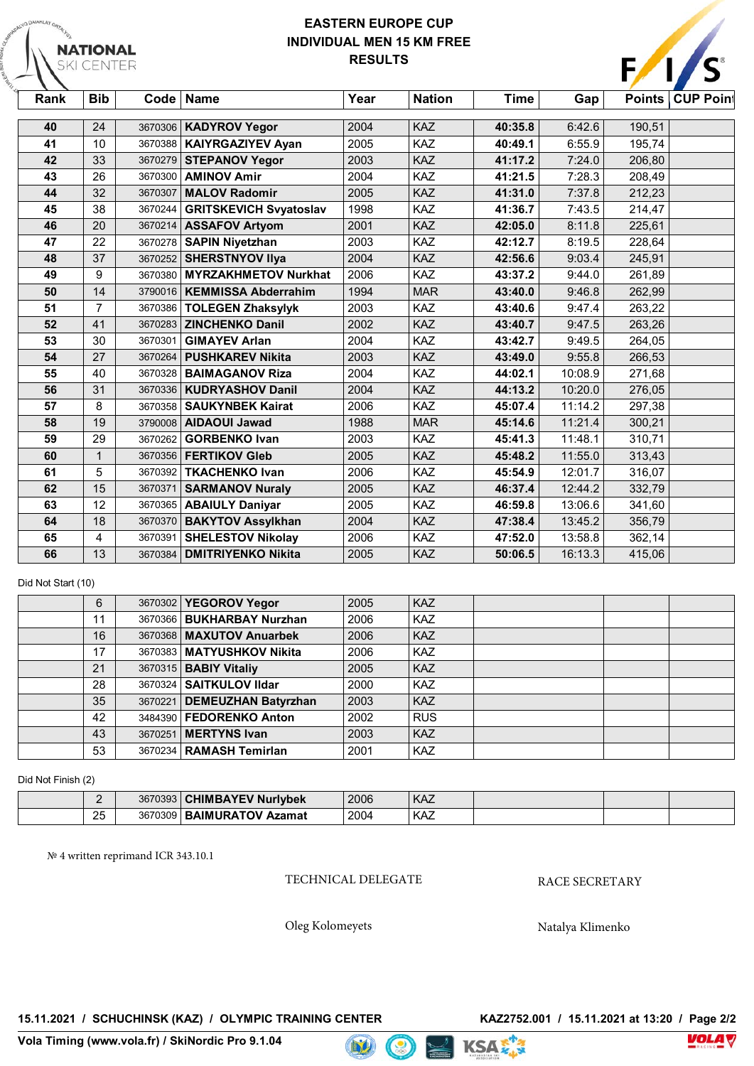# EASTERN EUROPE CUP
## INDIVIDUAL MEN 15 KM FREE
## RESULTS

| Rank | Bib | Code | Name | Year | Nation | Time | Gap | Points | CUP Point |
|---|---|---|---|---|---|---|---|---|---|
| 40 | 24 | 3670306 | KADYROV Yegor | 2004 | KAZ | 40:35.8 | 6:42.6 | 190,51 | |
| 41 | 10 | 3670388 | KAIYRGAZIYEV Ayan | 2005 | KAZ | 40:49.1 | 6:55.9 | 195,74 | |
| 42 | 33 | 3670279 | STEPANOV Yegor | 2003 | KAZ | 41:17.2 | 7:24.0 | 206,80 | |
| 43 | 26 | 3670300 | AMINOV Amir | 2004 | KAZ | 41:21.5 | 7:28.3 | 208,49 | |
| 44 | 32 | 3670307 | MALOV Radomir | 2005 | KAZ | 41:31.0 | 7:37.8 | 212,23 | |
| 45 | 38 | 3670244 | GRITSKEVICH Svyatoslav | 1998 | KAZ | 41:36.7 | 7:43.5 | 214,47 | |
| 46 | 20 | 3670214 | ASSAFOV Artyom | 2001 | KAZ | 42:05.0 | 8:11.8 | 225,61 | |
| 47 | 22 | 3670278 | SAPIN Niyetzhan | 2003 | KAZ | 42:12.7 | 8:19.5 | 228,64 | |
| 48 | 37 | 3670252 | SHERSTNYOV Ilya | 2004 | KAZ | 42:56.6 | 9:03.4 | 245,91 | |
| 49 | 9 | 3670380 | MYRZAKHMETOV Nurkhat | 2006 | KAZ | 43:37.2 | 9:44.0 | 261,89 | |
| 50 | 14 | 3790016 | KEMMISSA Abderrahim | 1994 | MAR | 43:40.0 | 9:46.8 | 262,99 | |
| 51 | 7 | 3670386 | TOLEGEN Zhaksylyk | 2003 | KAZ | 43:40.6 | 9:47.4 | 263,22 | |
| 52 | 41 | 3670283 | ZINCHENKO Danil | 2002 | KAZ | 43:40.7 | 9:47.5 | 263,26 | |
| 53 | 30 | 3670301 | GIMAYEV Arlan | 2004 | KAZ | 43:42.7 | 9:49.5 | 264,05 | |
| 54 | 27 | 3670264 | PUSHKAREV Nikita | 2003 | KAZ | 43:49.0 | 9:55.8 | 266,53 | |
| 55 | 40 | 3670328 | BAIMAGANOV Riza | 2004 | KAZ | 44:02.1 | 10:08.9 | 271,68 | |
| 56 | 31 | 3670336 | KUDRYASHOV Danil | 2004 | KAZ | 44:13.2 | 10:20.0 | 276,05 | |
| 57 | 8 | 3670358 | SAUKYNBEK Kairat | 2006 | KAZ | 45:07.4 | 11:14.2 | 297,38 | |
| 58 | 19 | 3790008 | AIDAOUI Jawad | 1988 | MAR | 45:14.6 | 11:21.4 | 300,21 | |
| 59 | 29 | 3670262 | GORBENKO Ivan | 2003 | KAZ | 45:41.3 | 11:48.1 | 310,71 | |
| 60 | 1 | 3670356 | FERTIKOV Gleb | 2005 | KAZ | 45:48.2 | 11:55.0 | 313,43 | |
| 61 | 5 | 3670392 | TKACHENKO Ivan | 2006 | KAZ | 45:54.9 | 12:01.7 | 316,07 | |
| 62 | 15 | 3670371 | SARMANOV Nuraly | 2005 | KAZ | 46:37.4 | 12:44.2 | 332,79 | |
| 63 | 12 | 3670365 | ABAIULY Daniyar | 2005 | KAZ | 46:59.8 | 13:06.6 | 341,60 | |
| 64 | 18 | 3670370 | BAKYTOV Assylkhan | 2004 | KAZ | 47:38.4 | 13:45.2 | 356,79 | |
| 65 | 4 | 3670391 | SHELESTOV Nikolay | 2006 | KAZ | 47:52.0 | 13:58.8 | 362,14 | |
| 66 | 13 | 3670384 | DMITRIYENKO Nikita | 2005 | KAZ | 50:06.5 | 16:13.3 | 415,06 | |

Did Not Start (10)

| Rank | Bib | Code | Name | Year | Nation | Time | Gap | Points | CUP Point |
|---|---|---|---|---|---|---|---|---|---|
| | 6 | 3670302 | YEGOROV Yegor | 2005 | KAZ | | | | |
| | 11 | 3670366 | BUKHARBAY Nurzhan | 2006 | KAZ | | | | |
| | 16 | 3670368 | MAXUTOV Anuarbek | 2006 | KAZ | | | | |
| | 17 | 3670383 | MATYUSHKOV Nikita | 2006 | KAZ | | | | |
| | 21 | 3670315 | BABIY Vitaliy | 2005 | KAZ | | | | |
| | 28 | 3670324 | SAITKULOV Ildar | 2000 | KAZ | | | | |
| | 35 | 3670221 | DEMEUZHAN Batyrzhan | 2003 | KAZ | | | | |
| | 42 | 3484390 | FEDORENKO Anton | 2002 | RUS | | | | |
| | 43 | 3670251 | MERTYNS Ivan | 2003 | KAZ | | | | |
| | 53 | 3670234 | RAMASH Temirlan | 2001 | KAZ | | | | |

Did Not Finish (2)

| Rank | Bib | Code | Name | Year | Nation | Time | Gap | Points | CUP Point |
|---|---|---|---|---|---|---|---|---|---|
| | 2 | 3670393 | CHIMBAYEV Nurlybek | 2006 | KAZ | | | | |
| | 25 | 3670309 | BAIMURATOV Azamat | 2004 | KAZ | | | | |

№ 4 written reprimand ICR 343.10.1

TECHNICAL DELEGATE

Oleg Kolomeyets

RACE SECRETARY

Natalya Klimenko

15.11.2021 / SCHUCHINSK (KAZ) / OLYMPIC TRAINING CENTER

KAZ2752.001 / 15.11.2021 at 13:20

Vola Timing (www.vola.fr) / SkiNordic Pro 9.1.04